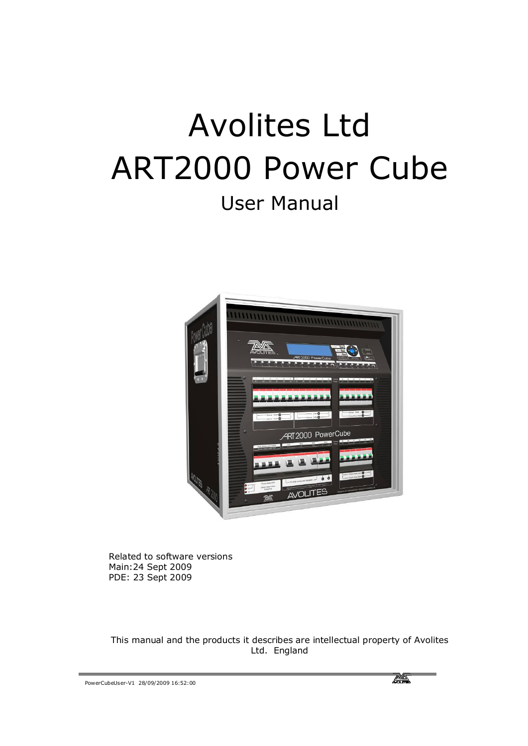# Avolites Ltd

# ART2000 Power Cube

## User Manual

Related to software versions
Main:24 Sept 2009
PDE: 23 Sept 2009

This manual and the products it describes are intellectual property of Avolites Ltd. England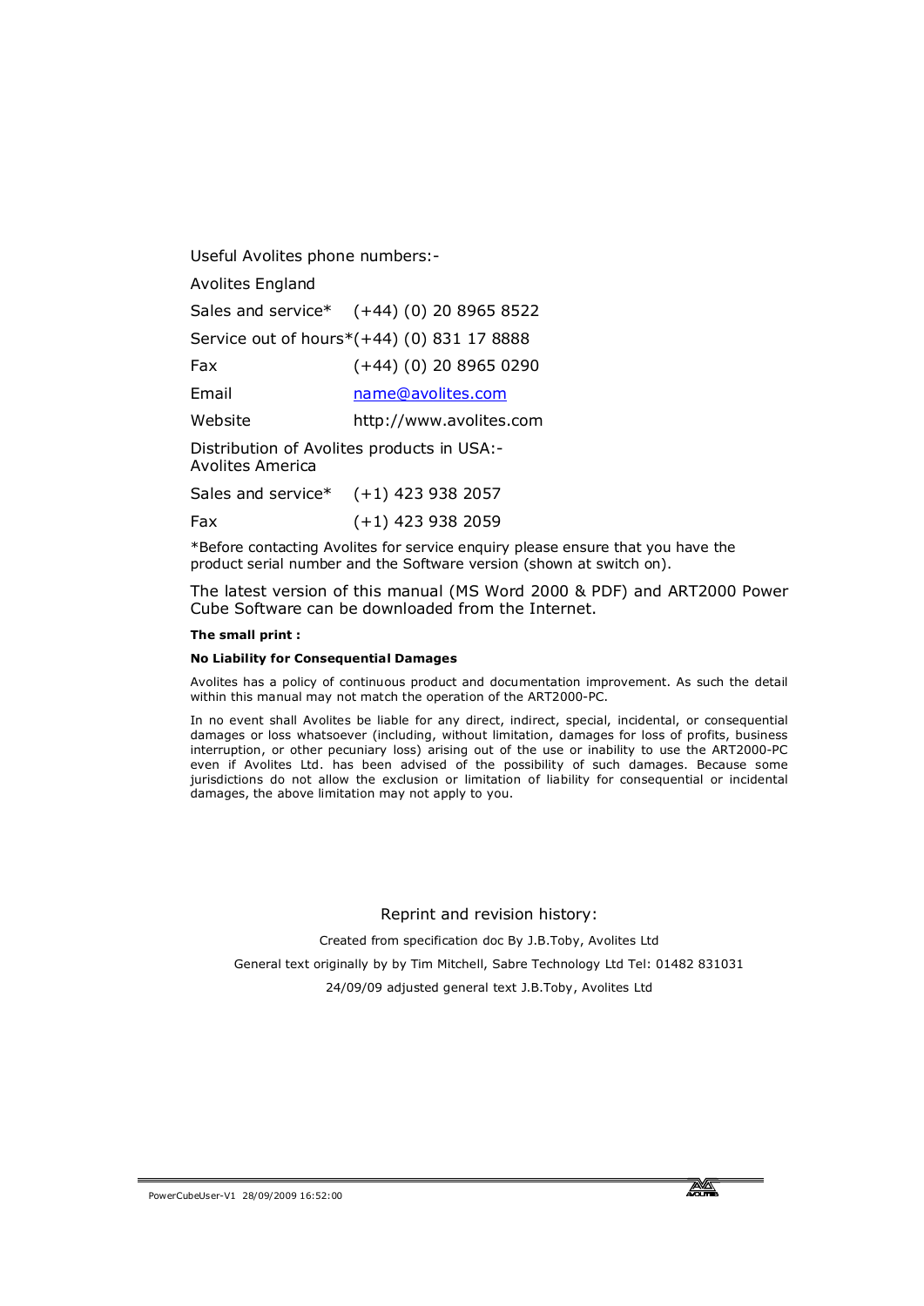Useful Avolites phone numbers:-

Avolites England

Sales and service* (+44) (0) 20 8965 8522

Service out of hours*(+44) (0) 831 17 8888

Fax (+44) (0) 20 8965 0290

Email name@avolites.com

Website http://www.avolites.com

Distribution of Avolites products in USA:-
Avolites America

Sales and service* (+1) 423 938 2057

Fax (+1) 423 938 2059

*Before contacting Avolites for service enquiry please ensure that you have the product serial number and the Software version (shown at switch on).

The latest version of this manual (MS Word 2000 & PDF) and ART2000 Power Cube Software can be downloaded from the Internet.

**The small print :**

**No Liability for Consequential Damages**

Avolites has a policy of continuous product and documentation improvement. As such the detail within this manual may not match the operation of the ART2000-PC.

In no event shall Avolites be liable for any direct, indirect, special, incidental, or consequential damages or loss whatsoever (including, without limitation, damages for loss of profits, business interruption, or other pecuniary loss) arising out of the use or inability to use the ART2000-PC even if Avolites Ltd. has been advised of the possibility of such damages. Because some jurisdictions do not allow the exclusion or limitation of liability for consequential or incidental damages, the above limitation may not apply to you.

Reprint and revision history:

Created from specification doc By J.B.Toby, Avolites Ltd

General text originally by by Tim Mitchell, Sabre Technology Ltd Tel: 01482 831031

24/09/09 adjusted general text J.B.Toby, Avolites Ltd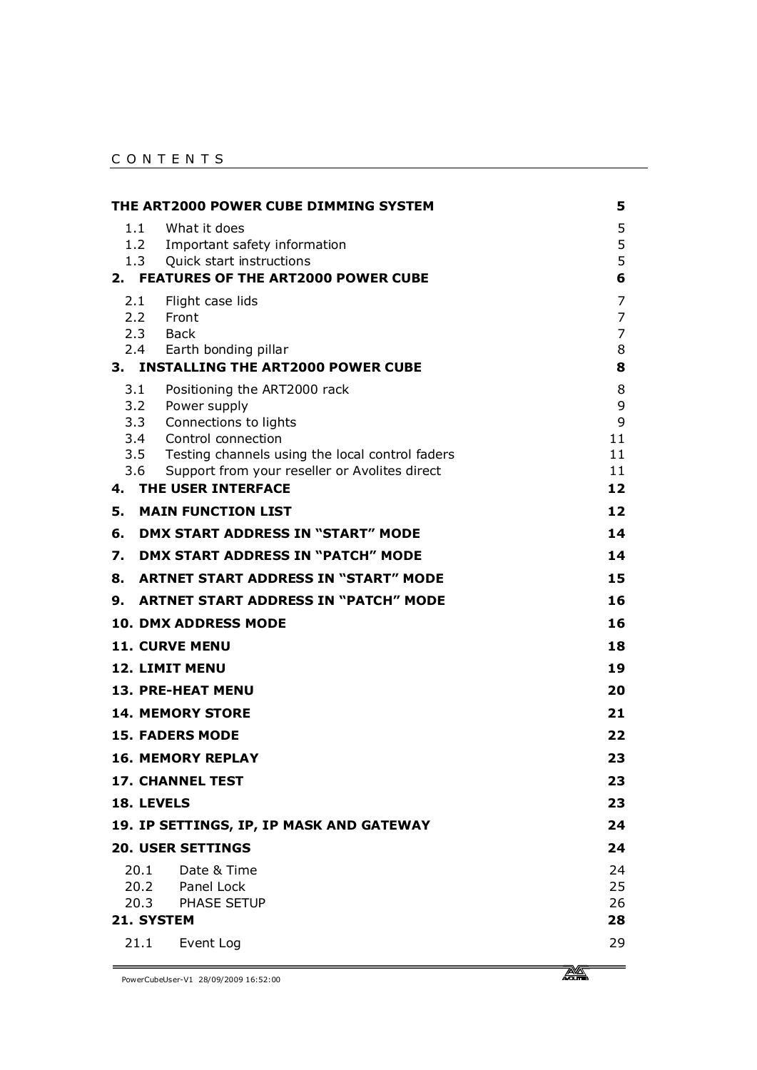CONTENTS

| | |
|---|---|
| **THE ART2000 POWER CUBE DIMMING SYSTEM** | **5** |
| 1.1 What it does | 5 |
| 1.2 Important safety information | 5 |
| 1.3 Quick start instructions | 5 |
| **2. FEATURES OF THE ART2000 POWER CUBE** | **6** |
| 2.1 Flight case lids | 7 |
| 2.2 Front | 7 |
| 2.3 Back | 7 |
| 2.4 Earth bonding pillar | 8 |
| **3. INSTALLING THE ART2000 POWER CUBE** | **8** |
| 3.1 Positioning the ART2000 rack | 8 |
| 3.2 Power supply | 9 |
| 3.3 Connections to lights | 9 |
| 3.4 Control connection | 11 |
| 3.5 Testing channels using the local control faders | 11 |
| 3.6 Support from your reseller or Avolites direct | 11 |
| **4. THE USER INTERFACE** | **12** |
| **5. MAIN FUNCTION LIST** | **12** |
| **6. DMX START ADDRESS IN "START" MODE** | **14** |
| **7. DMX START ADDRESS IN "PATCH" MODE** | **14** |
| **8. ARTNET START ADDRESS IN "START" MODE** | **15** |
| **9. ARTNET START ADDRESS IN "PATCH" MODE** | **16** |
| **10. DMX ADDRESS MODE** | **16** |
| **11. CURVE MENU** | **18** |
| **12. LIMIT MENU** | **19** |
| **13. PRE-HEAT MENU** | **20** |
| **14. MEMORY STORE** | **21** |
| **15. FADERS MODE** | **22** |
| **16. MEMORY REPLAY** | **23** |
| **17. CHANNEL TEST** | **23** |
| **18. LEVELS** | **23** |
| **19. IP SETTINGS, IP, IP MASK AND GATEWAY** | **24** |
| **20. USER SETTINGS** | **24** |
| 20.1 Date & Time | 24 |
| 20.2 Panel Lock | 25 |
| 20.3 PHASE SETUP | 26 |
| **21. SYSTEM** | **28** |
| 21.1 Event Log | 29 |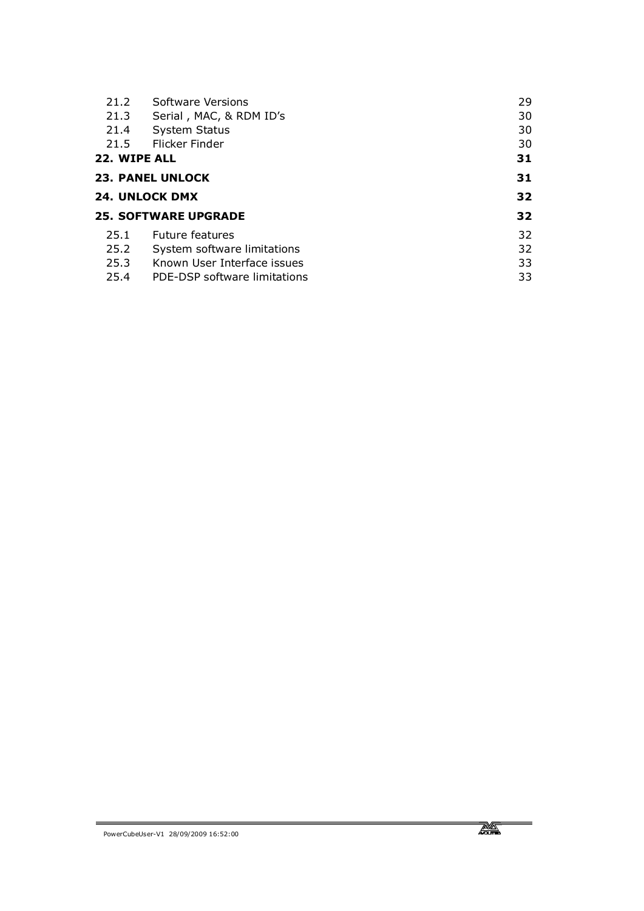| | | |
|---|---|---|
| 21.2 | Software Versions | 29 |
| 21.3 | Serial , MAC, & RDM ID's | 30 |
| 21.4 | System Status | 30 |
| 21.5 | Flicker Finder | 30 |
| **22. WIPE ALL** | | **31** |
| **23. PANEL UNLOCK** | | **31** |
| **24. UNLOCK DMX** | | **32** |
| **25. SOFTWARE UPGRADE** | | **32** |
| 25.1 | Future features | 32 |
| 25.2 | System software limitations | 32 |
| 25.3 | Known User Interface issues | 33 |
| 25.4 | PDE-DSP software limitations | 33 |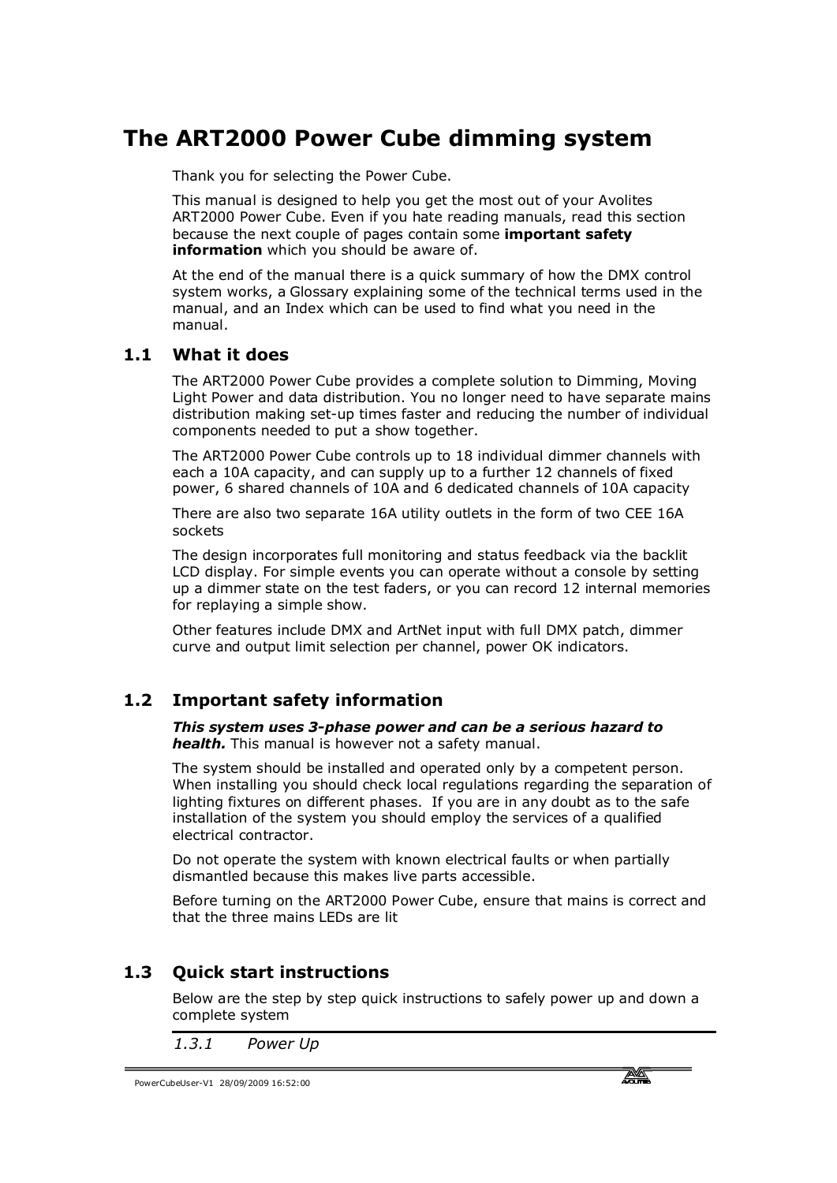# The ART2000 Power Cube dimming system

Thank you for selecting the Power Cube.

This manual is designed to help you get the most out of your Avolites ART2000 Power Cube. Even if you hate reading manuals, read this section because the next couple of pages contain some **important safety information** which you should be aware of.

At the end of the manual there is a quick summary of how the DMX control system works, a Glossary explaining some of the technical terms used in the manual, and an Index which can be used to find what you need in the manual.

## 1.1 What it does

The ART2000 Power Cube provides a complete solution to Dimming, Moving Light Power and data distribution. You no longer need to have separate mains distribution making set-up times faster and reducing the number of individual components needed to put a show together.

The ART2000 Power Cube controls up to 18 individual dimmer channels with each a 10A capacity, and can supply up to a further 12 channels of fixed power, 6 shared channels of 10A and 6 dedicated channels of 10A capacity

There are also two separate 16A utility outlets in the form of two CEE 16A sockets

The design incorporates full monitoring and status feedback via the backlit LCD display. For simple events you can operate without a console by setting up a dimmer state on the test faders, or you can record 12 internal memories for replaying a simple show.

Other features include DMX and ArtNet input with full DMX patch, dimmer curve and output limit selection per channel, power OK indicators.

## 1.2 Important safety information

***This system uses 3-phase power and can be a serious hazard to health.*** This manual is however not a safety manual.

The system should be installed and operated only by a competent person. When installing you should check local regulations regarding the separation of lighting fixtures on different phases. If you are in any doubt as to the safe installation of the system you should employ the services of a qualified electrical contractor.

Do not operate the system with known electrical faults or when partially dismantled because this makes live parts accessible.

Before turning on the ART2000 Power Cube, ensure that mains is correct and that the three mains LEDs are lit

## 1.3 Quick start instructions

Below are the step by step quick instructions to safely power up and down a complete system

### *1.3.1 Power Up*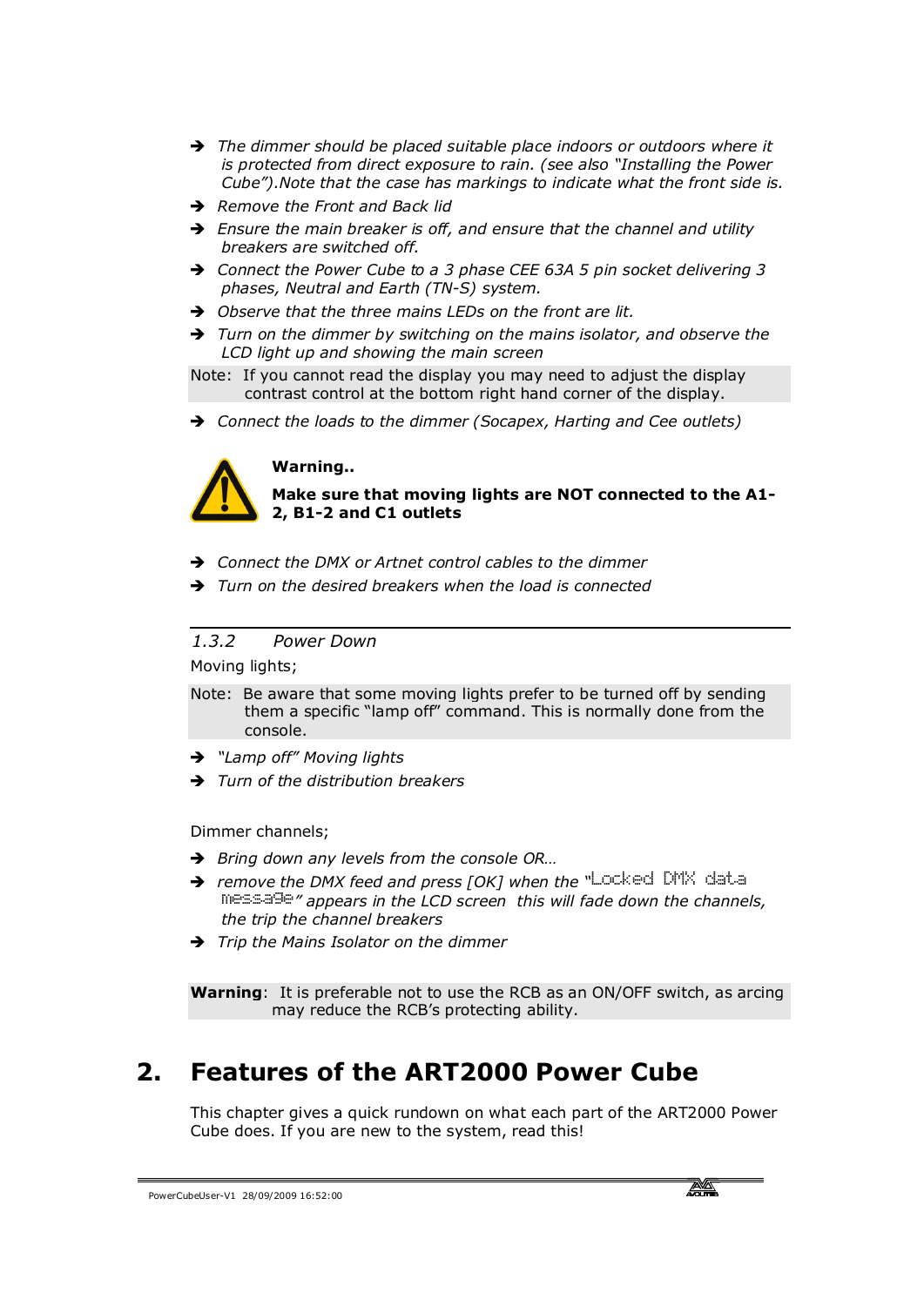- ➔ *The dimmer should be placed suitable place indoors or outdoors where it is protected from direct exposure to rain. (see also "Installing the Power Cube").Note that the case has markings to indicate what the front side is.*
- ➔ *Remove the Front and Back lid*
- ➔ *Ensure the main breaker is off, and ensure that the channel and utility breakers are switched off.*
- ➔ *Connect the Power Cube to a 3 phase CEE 63A 5 pin socket delivering 3 phases, Neutral and Earth (TN-S) system.*
- ➔ *Observe that the three mains LEDs on the front are lit.*
- ➔ *Turn on the dimmer by switching on the mains isolator, and observe the LCD light up and showing the main screen*

Note: If you cannot read the display you may need to adjust the display contrast control at the bottom right hand corner of the display.

- ➔ *Connect the loads to the dimmer (Socapex, Harting and Cee outlets)*

**Warning..**

**Make sure that moving lights are NOT connected to the A1-2, B1-2 and C1 outlets**

- ➔ *Connect the DMX or Artnet control cables to the dimmer*
- ➔ *Turn on the desired breakers when the load is connected*

### *1.3.2 Power Down*

Moving lights;

Note: Be aware that some moving lights prefer to be turned off by sending them a specific "lamp off" command. This is normally done from the console.

- ➔ *"Lamp off" Moving lights*
- ➔ *Turn of the distribution breakers*

Dimmer channels;

- ➔ *Bring down any levels from the console OR…*
- ➔ *remove the DMX feed and press [OK] when the "Locked DMX data message" appears in the LCD screen this will fade down the channels, the trip the channel breakers*
- ➔ *Trip the Mains Isolator on the dimmer*

**Warning**: It is preferable not to use the RCB as an ON/OFF switch, as arcing may reduce the RCB's protecting ability.

# 2. Features of the ART2000 Power Cube

This chapter gives a quick rundown on what each part of the ART2000 Power Cube does. If you are new to the system, read this!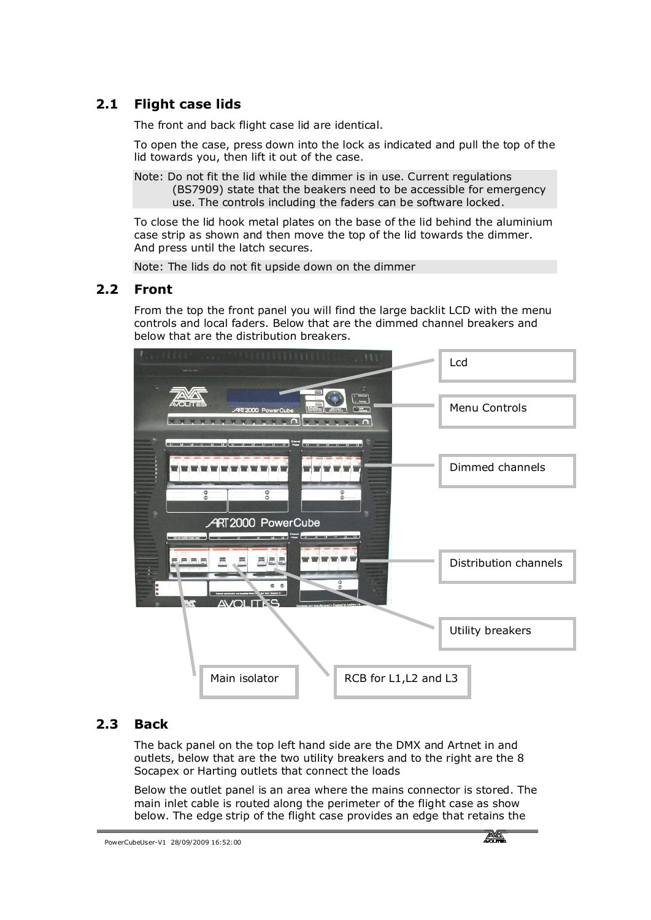## 2.1 Flight case lids

The front and back flight case lid are identical.

To open the case, press down into the lock as indicated and pull the top of the lid towards you, then lift it out of the case.

Note: Do not fit the lid while the dimmer is in use. Current regulations (BS7909) state that the beakers need to be accessible for emergency use. The controls including the faders can be software locked.

To close the lid hook metal plates on the base of the lid behind the aluminium case strip as shown and then move the top of the lid towards the dimmer. And press until the latch secures.

Note: The lids do not fit upside down on the dimmer

## 2.2 Front

From the top the front panel you will find the large backlit LCD with the menu controls and local faders. Below that are the dimmed channel breakers and below that are the distribution breakers.

Lcd

Menu Controls

Dimmed channels

Distribution channels

Utility breakers

Main isolator

RCB for L1,L2 and L3

## 2.3 Back

The back panel on the top left hand side are the DMX and Artnet in and outlets, below that are the two utility breakers and to the right are the 8 Socapex or Harting outlets that connect the loads

Below the outlet panel is an area where the mains connector is stored. The main inlet cable is routed along the perimeter of the flight case as show below. The edge strip of the flight case provides an edge that retains the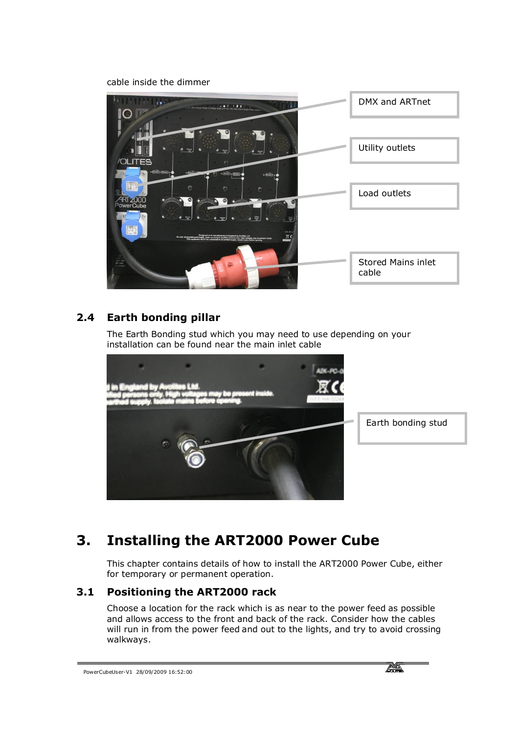cable inside the dimmer

DMX and ARTnet

Utility outlets

Load outlets

Stored Mains inlet cable

## 2.4 Earth bonding pillar

The Earth Bonding stud which you may need to use depending on your installation can be found near the main inlet cable

Earth bonding stud

# 3. Installing the ART2000 Power Cube

This chapter contains details of how to install the ART2000 Power Cube, either for temporary or permanent operation.

## 3.1 Positioning the ART2000 rack

Choose a location for the rack which is as near to the power feed as possible and allows access to the front and back of the rack. Consider how the cables will run in from the power feed and out to the lights, and try to avoid crossing walkways.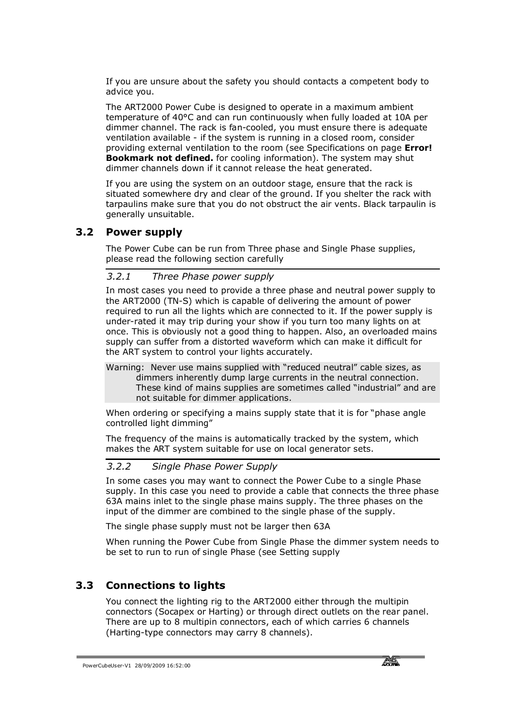If you are unsure about the safety you should contacts a competent body to advice you.

The ART2000 Power Cube is designed to operate in a maximum ambient temperature of 40°C and can run continuously when fully loaded at 10A per dimmer channel. The rack is fan-cooled, you must ensure there is adequate ventilation available - if the system is running in a closed room, consider providing external ventilation to the room (see Specifications on page **Error! Bookmark not defined.** for cooling information). The system may shut dimmer channels down if it cannot release the heat generated.

If you are using the system on an outdoor stage, ensure that the rack is situated somewhere dry and clear of the ground. If you shelter the rack with tarpaulins make sure that you do not obstruct the air vents. Black tarpaulin is generally unsuitable.

## 3.2 Power supply

The Power Cube can be run from Three phase and Single Phase supplies, please read the following section carefully

### *3.2.1 Three Phase power supply*

In most cases you need to provide a three phase and neutral power supply to the ART2000 (TN-S) which is capable of delivering the amount of power required to run all the lights which are connected to it. If the power supply is under-rated it may trip during your show if you turn too many lights on at once. This is obviously not a good thing to happen. Also, an overloaded mains supply can suffer from a distorted waveform which can make it difficult for the ART system to control your lights accurately.

> Warning: Never use mains supplied with "reduced neutral" cable sizes, as dimmers inherently dump large currents in the neutral connection. These kind of mains supplies are sometimes called "industrial" and are not suitable for dimmer applications.

When ordering or specifying a mains supply state that it is for "phase angle controlled light dimming"

The frequency of the mains is automatically tracked by the system, which makes the ART system suitable for use on local generator sets.

### *3.2.2 Single Phase Power Supply*

In some cases you may want to connect the Power Cube to a single Phase supply. In this case you need to provide a cable that connects the three phase 63A mains inlet to the single phase mains supply. The three phases on the input of the dimmer are combined to the single phase of the supply.

The single phase supply must not be larger then 63A

When running the Power Cube from Single Phase the dimmer system needs to be set to run to run of single Phase (see Setting supply

## 3.3 Connections to lights

You connect the lighting rig to the ART2000 either through the multipin connectors (Socapex or Harting) or through direct outlets on the rear panel. There are up to 8 multipin connectors, each of which carries 6 channels (Harting-type connectors may carry 8 channels).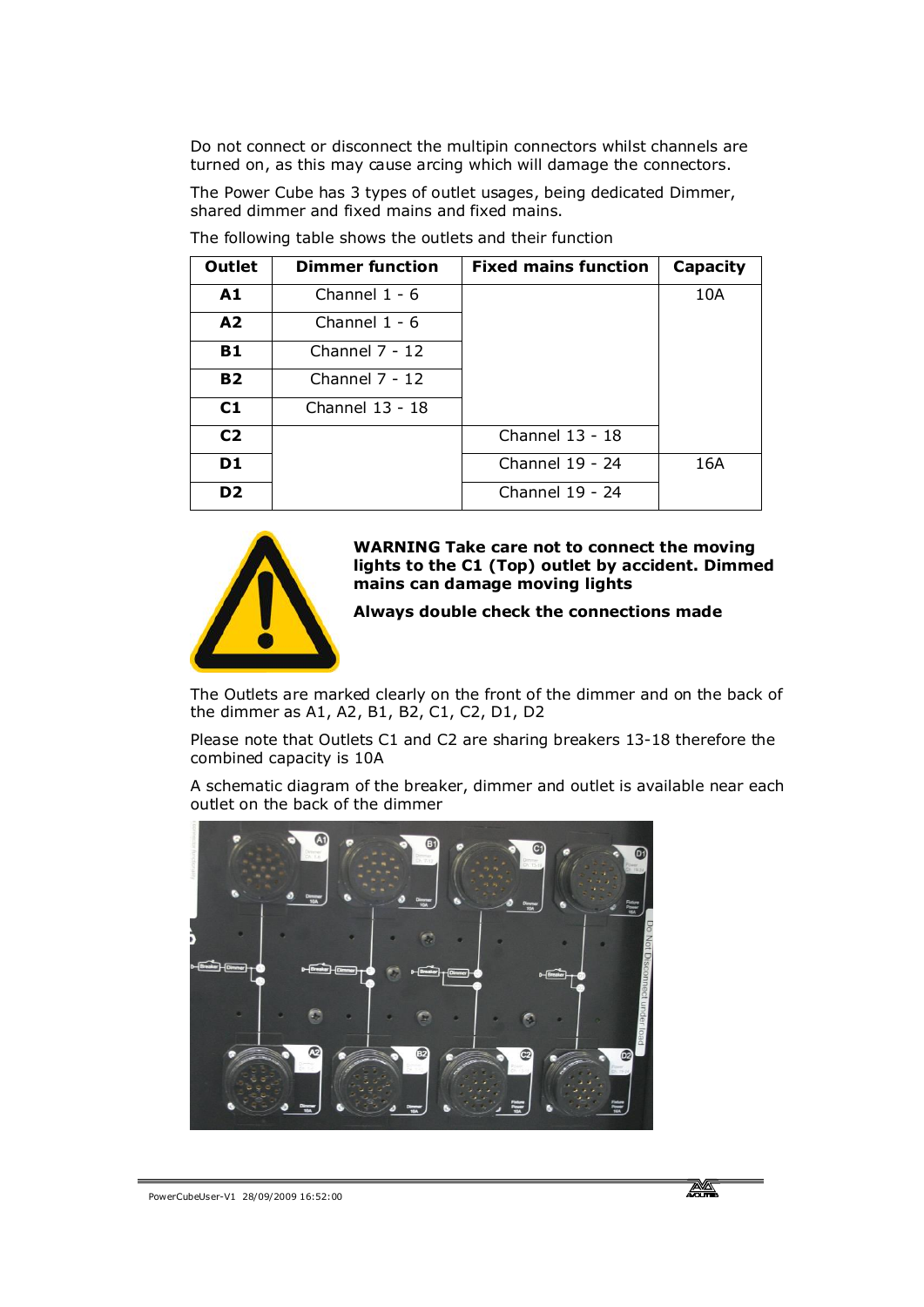Do not connect or disconnect the multipin connectors whilst channels are turned on, as this may cause arcing which will damage the connectors.

The Power Cube has 3 types of outlet usages, being dedicated Dimmer, shared dimmer and fixed mains and fixed mains.

The following table shows the outlets and their function

| Outlet | Dimmer function | Fixed mains function | Capacity |
|---|---|---|---|
| **A1** | Channel 1 - 6 | | 10A |
| **A2** | Channel 1 - 6 | | |
| **B1** | Channel 7 - 12 | | |
| **B2** | Channel 7 - 12 | | |
| **C1** | Channel 13 - 18 | | |
| **C2** | | Channel 13 - 18 | |
| **D1** | | Channel 19 - 24 | 16A |
| **D2** | | Channel 19 - 24 | |

**WARNING Take care not to connect the moving lights to the C1 (Top) outlet by accident. Dimmed mains can damage moving lights**

**Always double check the connections made**

The Outlets are marked clearly on the front of the dimmer and on the back of the dimmer as A1, A2, B1, B2, C1, C2, D1, D2

Please note that Outlets C1 and C2 are sharing breakers 13-18 therefore the combined capacity is 10A

A schematic diagram of the breaker, dimmer and outlet is available near each outlet on the back of the dimmer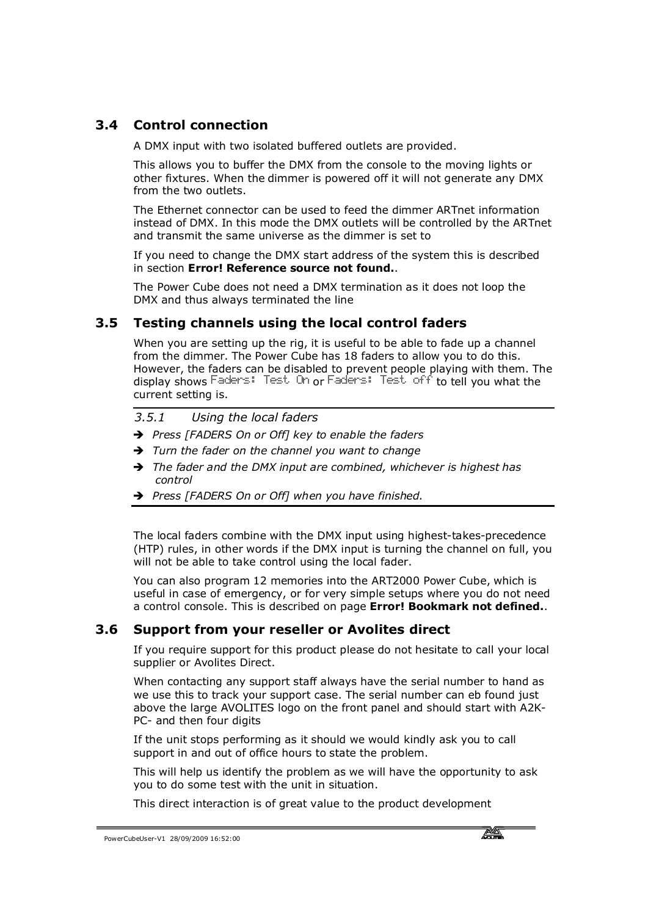## 3.4 Control connection

A DMX input with two isolated buffered outlets are provided.

This allows you to buffer the DMX from the console to the moving lights or other fixtures. When the dimmer is powered off it will not generate any DMX from the two outlets.

The Ethernet connector can be used to feed the dimmer ARTnet information instead of DMX. In this mode the DMX outlets will be controlled by the ARTnet and transmit the same universe as the dimmer is set to

If you need to change the DMX start address of the system this is described in section **Error! Reference source not found.**.

The Power Cube does not need a DMX termination as it does not loop the DMX and thus always terminated the line

## 3.5 Testing channels using the local control faders

When you are setting up the rig, it is useful to be able to fade up a channel from the dimmer. The Power Cube has 18 faders to allow you to do this. However, the faders can be disabled to prevent people playing with them. The display shows `Faders: Test On` or `Faders: Test off` to tell you what the current setting is.

### *3.5.1 Using the local faders*

- ➔ *Press [FADERS On or Off] key to enable the faders*
- ➔ *Turn the fader on the channel you want to change*
- ➔ *The fader and the DMX input are combined, whichever is highest has control*
- ➔ *Press [FADERS On or Off] when you have finished.*

The local faders combine with the DMX input using highest-takes-precedence (HTP) rules, in other words if the DMX input is turning the channel on full, you will not be able to take control using the local fader.

You can also program 12 memories into the ART2000 Power Cube, which is useful in case of emergency, or for very simple setups where you do not need a control console. This is described on page **Error! Bookmark not defined.**.

## 3.6 Support from your reseller or Avolites direct

If you require support for this product please do not hesitate to call your local supplier or Avolites Direct.

When contacting any support staff always have the serial number to hand as we use this to track your support case. The serial number can eb found just above the large AVOLITES logo on the front panel and should start with A2K-PC- and then four digits

If the unit stops performing as it should we would kindly ask you to call support in and out of office hours to state the problem.

This will help us identify the problem as we will have the opportunity to ask you to do some test with the unit in situation.

This direct interaction is of great value to the product development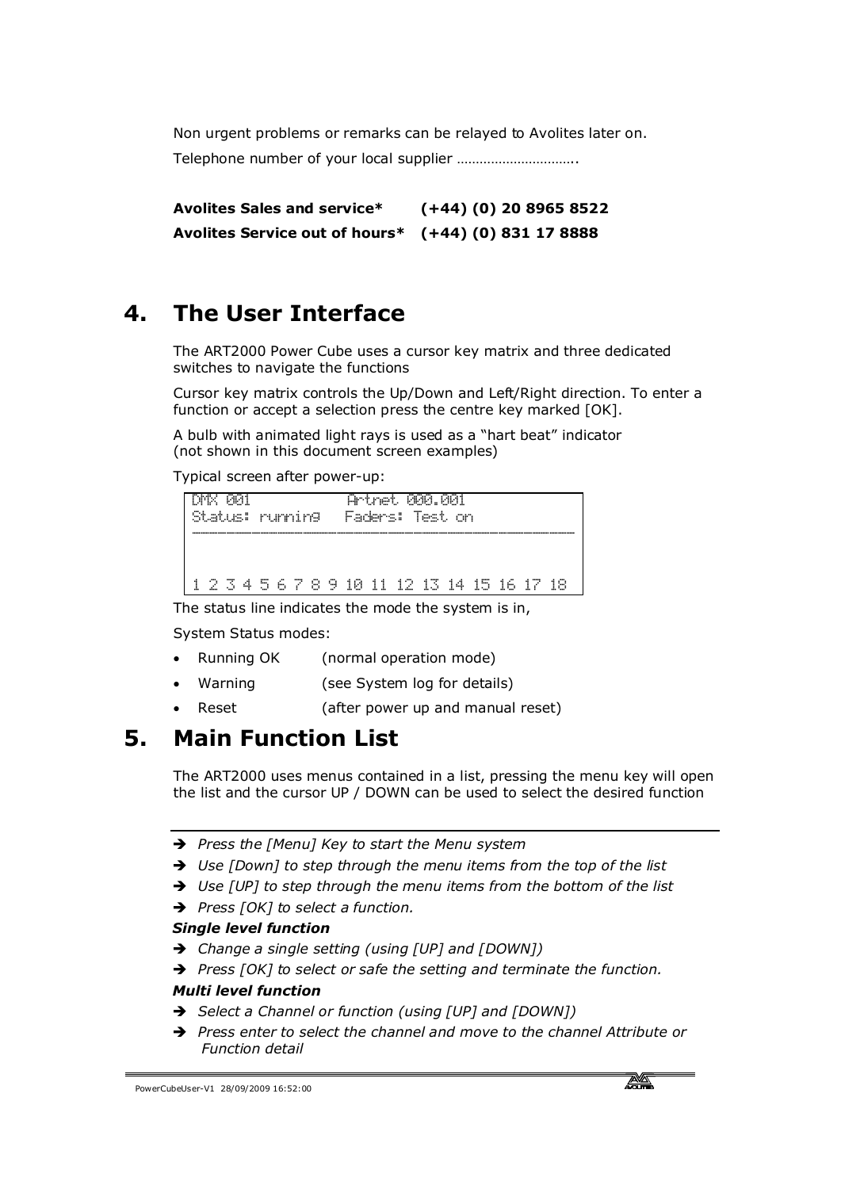Non urgent problems or remarks can be relayed to Avolites later on.

Telephone number of your local supplier …………………………..

**Avolites Sales and service*     (+44) (0) 20 8965 8522**

**Avolites Service out of hours*  (+44) (0) 831 17 8888**

# 4. The User Interface

The ART2000 Power Cube uses a cursor key matrix and three dedicated switches to navigate the functions

Cursor key matrix controls the Up/Down and Left/Right direction. To enter a function or accept a selection press the centre key marked [OK].

A bulb with animated light rays is used as a "hart beat" indicator (not shown in this document screen examples)

Typical screen after power-up:

```
DMX 001            Artnet 000.001
Status: running    Faders: Test on

1 2 3 4 5 6 7 8 9 10 11 12 13 14 15 16 17 18
```

The status line indicates the mode the system is in,

System Status modes:

- Running OK    (normal operation mode)
- Warning    (see System log for details)
- Reset    (after power up and manual reset)

# 5. Main Function List

The ART2000 uses menus contained in a list, pressing the menu key will open the list and the cursor UP / DOWN can be used to select the desired function

- ➔ *Press the [Menu] Key to start the Menu system*
- ➔ *Use [Down] to step through the menu items from the top of the list*
- ➔ *Use [UP] to step through the menu items from the bottom of the list*
- ➔ *Press [OK] to select a function.*

***Single level function***

- ➔ *Change a single setting (using [UP] and [DOWN])*
- ➔ *Press [OK] to select or safe the setting and terminate the function.*

***Multi level function***

- ➔ *Select a Channel or function (using [UP] and [DOWN])*
- ➔ *Press enter to select the channel and move to the channel Attribute or Function detail*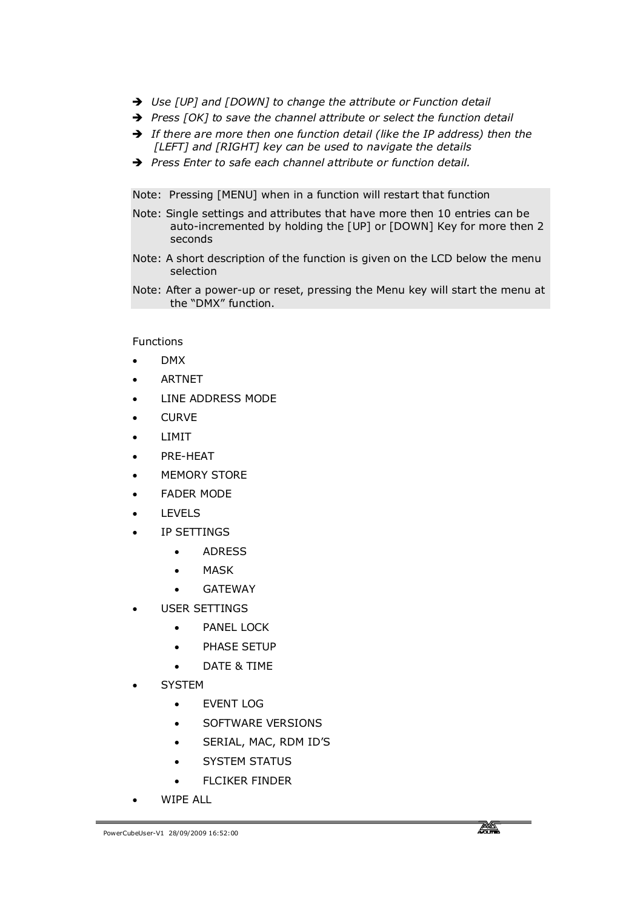- ➔ *Use [UP] and [DOWN] to change the attribute or Function detail*
- ➔ *Press [OK] to save the channel attribute or select the function detail*
- ➔ *If there are more then one function detail (like the IP address) then the [LEFT] and [RIGHT] key can be used to navigate the details*
- ➔ *Press Enter to safe each channel attribute or function detail.*

Note: Pressing [MENU] when in a function will restart that function

Note: Single settings and attributes that have more then 10 entries can be auto-incremented by holding the [UP] or [DOWN] Key for more then 2 seconds

Note: A short description of the function is given on the LCD below the menu selection

Note: After a power-up or reset, pressing the Menu key will start the menu at the "DMX" function.

Functions

- DMX
- ARTNET
- LINE ADDRESS MODE
- CURVE
- LIMIT
- PRE-HEAT
- MEMORY STORE
- FADER MODE
- LEVELS
- IP SETTINGS
    - ADRESS
    - MASK
    - GATEWAY
- USER SETTINGS
    - PANEL LOCK
    - PHASE SETUP
    - DATE & TIME
- SYSTEM
    - EVENT LOG
    - SOFTWARE VERSIONS
    - SERIAL, MAC, RDM ID'S
    - SYSTEM STATUS
    - FLCIKER FINDER
- WIPE ALL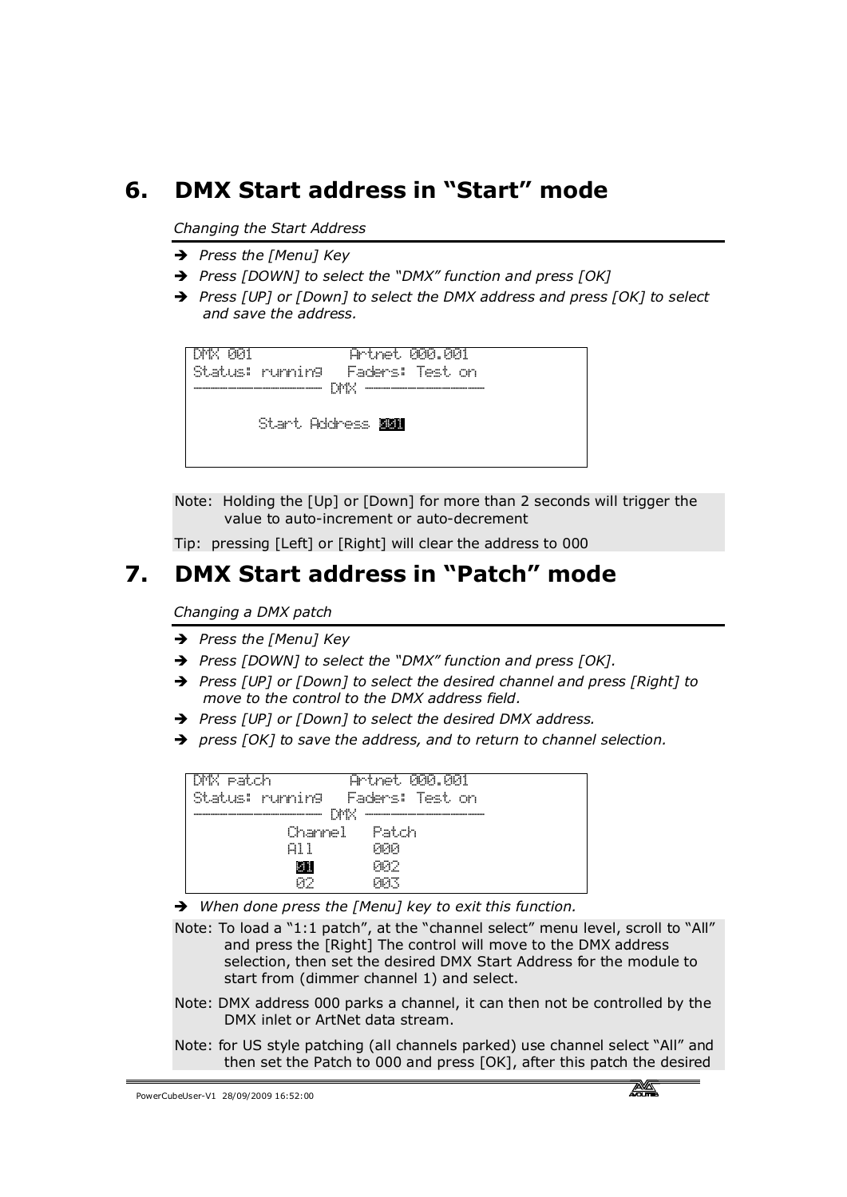## 6. DMX Start address in “Start” mode

*Changing the Start Address*

- ➔ *Press the [Menu] Key*
- ➔ *Press [DOWN] to select the “DMX” function and press [OK]*
- ➔ *Press [UP] or [Down] to select the DMX address and press [OK] to select and save the address.*

```
DMX 001              Artnet 000.001
Status: running    Faders: Test on
-------------------- DMX --------------------

        Start Address 001
```

Note: Holding the [Up] or [Down] for more than 2 seconds will trigger the value to auto-increment or auto-decrement

Tip: pressing [Left] or [Right] will clear the address to 000

## 7. DMX Start address in “Patch” mode

*Changing a DMX patch*

- ➔ *Press the [Menu] Key*
- ➔ *Press [DOWN] to select the “DMX” function and press [OK].*
- ➔ *Press [UP] or [Down] to select the desired channel and press [Right] to move to the control to the DMX address field.*
- ➔ *Press [UP] or [Down] to select the desired DMX address.*
- ➔ *press [OK] to save the address, and to return to channel selection.*

```
DMX patch            Artnet 000.001
Status: running    Faders: Test on
-------------------- DMX --------------------
           Channel   Patch
           All       000
            01       002
            02       003
```

- ➔ *When done press the [Menu] key to exit this function.*

Note: To load a “1:1 patch”, at the “channel select” menu level, scroll to “All” and press the [Right] The control will move to the DMX address selection, then set the desired DMX Start Address for the module to start from (dimmer channel 1) and select.

Note: DMX address 000 parks a channel, it can then not be controlled by the DMX inlet or ArtNet data stream.

Note: for US style patching (all channels parked) use channel select “All” and then set the Patch to 000 and press [OK], after this patch the desired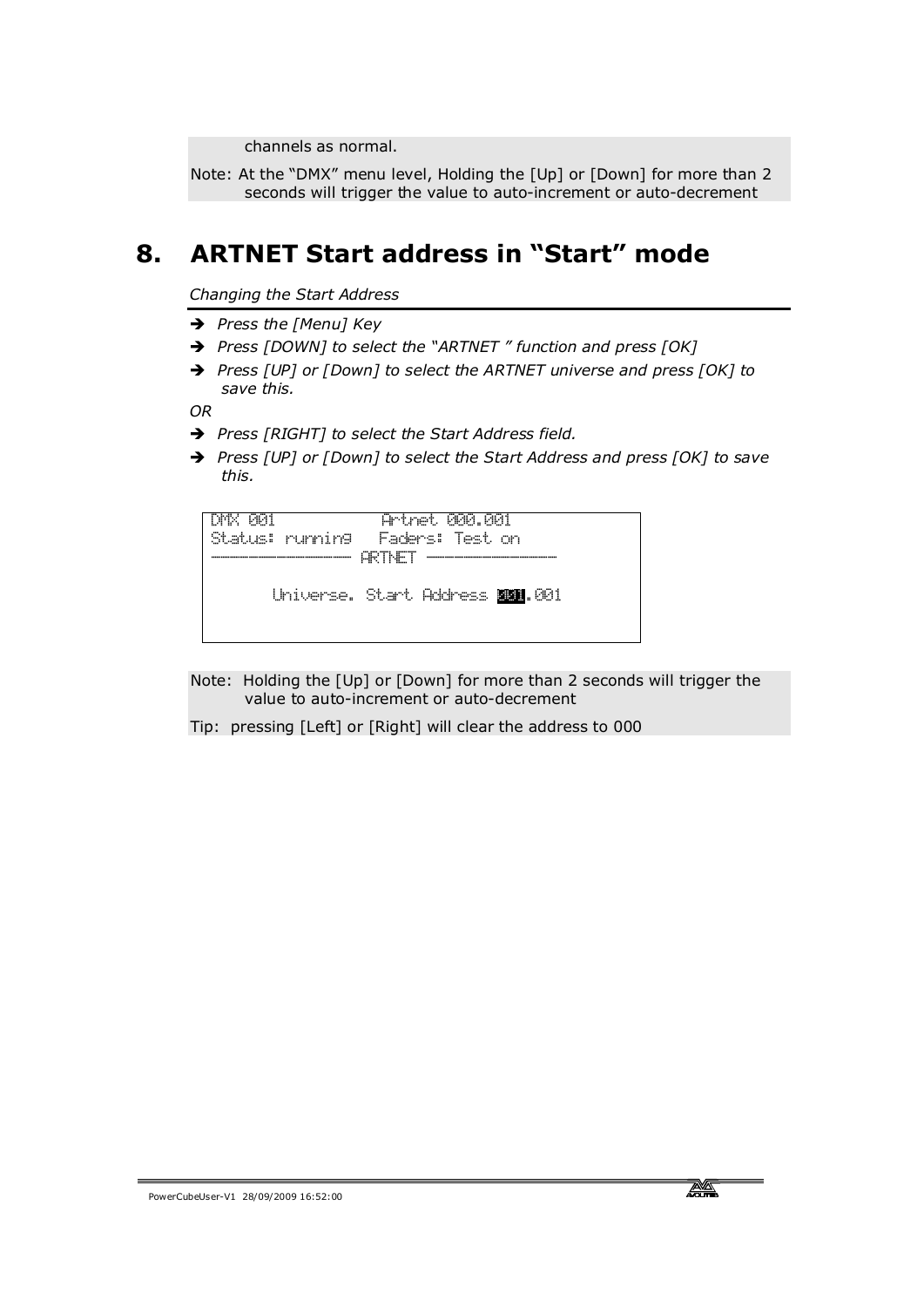channels as normal.

Note: At the “DMX” menu level, Holding the [Up] or [Down] for more than 2 seconds will trigger the value to auto-increment or auto-decrement

# 8. ARTNET Start address in “Start” mode

*Changing the Start Address*

- ➔ *Press the [Menu] Key*
- ➔ *Press [DOWN] to select the “ARTNET ” function and press [OK]*
- ➔ *Press [UP] or [Down] to select the ARTNET universe and press [OK] to save this.*

*OR*

- ➔ *Press [RIGHT] to select the Start Address field.*
- ➔ *Press [UP] or [Down] to select the Start Address and press [OK] to save this.*

```
DMX 001              Artnet 000.001
Status: running   Faders: Test on
----------------- ARTNET -----------------

       Universe. Start Address 000.001
```

Note: Holding the [Up] or [Down] for more than 2 seconds will trigger the value to auto-increment or auto-decrement

Tip: pressing [Left] or [Right] will clear the address to 000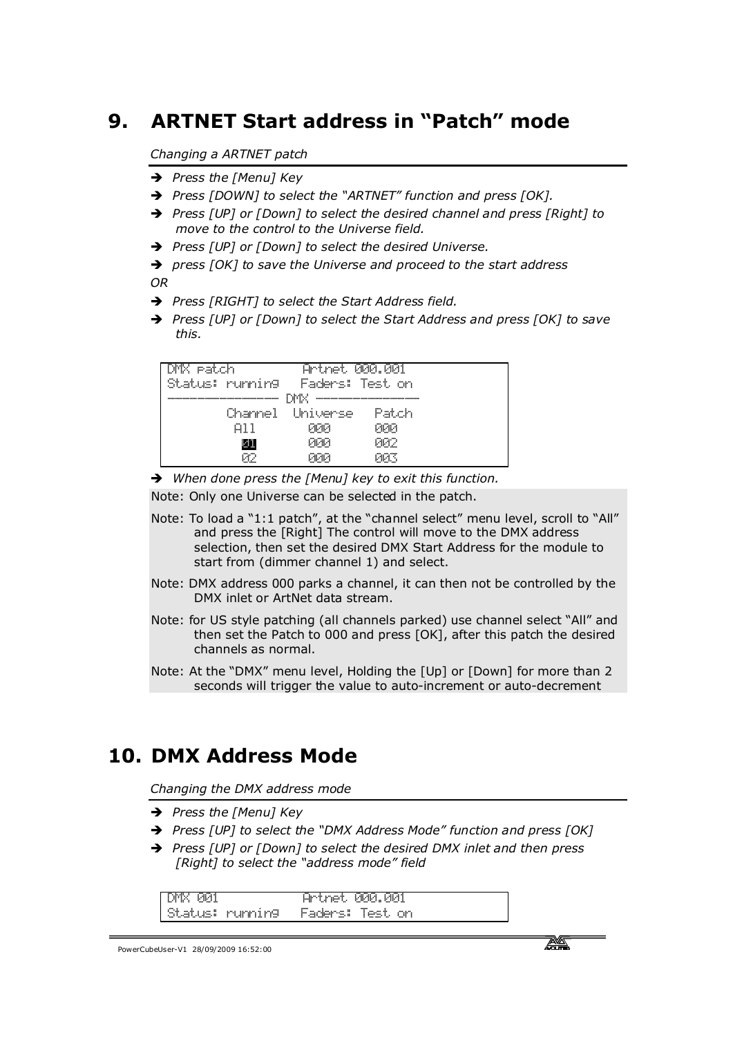# 9. ARTNET Start address in "Patch" mode

*Changing a ARTNET patch*

- ➔ *Press the [Menu] Key*
- ➔ *Press [DOWN] to select the "ARTNET" function and press [OK].*
- ➔ *Press [UP] or [Down] to select the desired channel and press [Right] to move to the control to the Universe field.*
- ➔ *Press [UP] or [Down] to select the desired Universe.*
- ➔ *press [OK] to save the Universe and proceed to the start address*

*OR*

- ➔ *Press [RIGHT] to select the Start Address field.*
- ➔ *Press [UP] or [Down] to select the Start Address and press [OK] to save this.*

```
DMX patch          Artnet 000.001
Status: running   Faders: Test on
─────────────── DMX ───────────────
        Channel  Universe   Patch
          All      000       000
          01       000       002
          02       000       003
```

- ➔ *When done press the [Menu] key to exit this function.*

Note: Only one Universe can be selected in the patch.

Note: To load a "1:1 patch", at the "channel select" menu level, scroll to "All" and press the [Right] The control will move to the DMX address selection, then set the desired DMX Start Address for the module to start from (dimmer channel 1) and select.

Note: DMX address 000 parks a channel, it can then not be controlled by the DMX inlet or ArtNet data stream.

Note: for US style patching (all channels parked) use channel select "All" and then set the Patch to 000 and press [OK], after this patch the desired channels as normal.

Note: At the "DMX" menu level, Holding the [Up] or [Down] for more than 2 seconds will trigger the value to auto-increment or auto-decrement

# 10. DMX Address Mode

*Changing the DMX address mode*

- ➔ *Press the [Menu] Key*
- ➔ *Press [UP] to select the "DMX Address Mode" function and press [OK]*
- ➔ *Press [UP] or [Down] to select the desired DMX inlet and then press [Right] to select the "address mode" field*

```
DMX 001            Artnet 000.001
Status: running   Faders: Test on
```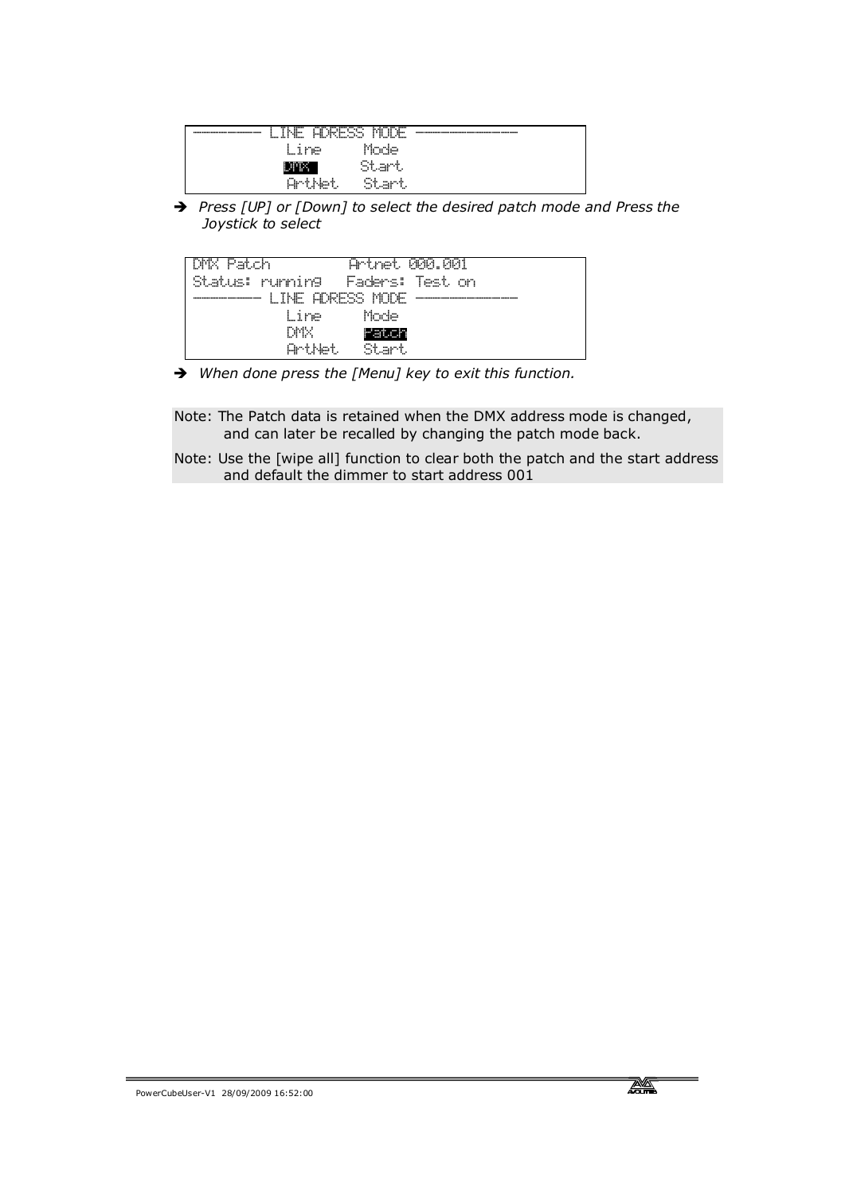```
--------- LINE ADRESS MODE -----------
          Line     Mode
          DMX      Start
          ArtNet   Start
```

➔ *Press [UP] or [Down] to select the desired patch mode and Press the Joystick to select*

```
DMX Patch          Artnet 000.001
Status: running   Faders: Test on
--------- LINE ADRESS MODE -----------
          Line     Mode
          DMX      Patch
          ArtNet   Start
```

➔ *When done press the [Menu] key to exit this function.*

Note: The Patch data is retained when the DMX address mode is changed, and can later be recalled by changing the patch mode back.

Note: Use the [wipe all] function to clear both the patch and the start address and default the dimmer to start address 001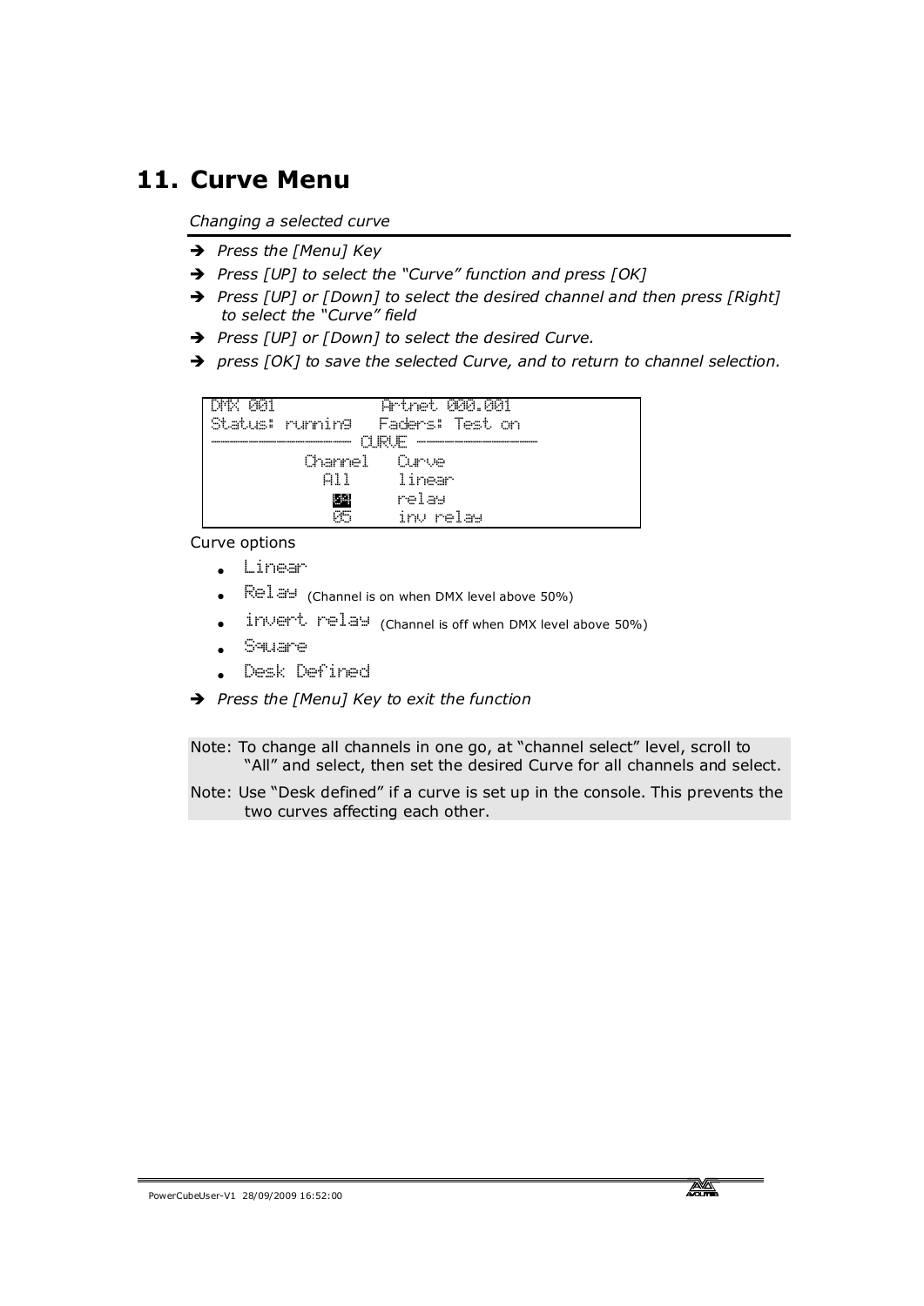# 11. Curve Menu

*Changing a selected curve*

- ➔ *Press the [Menu] Key*
- ➔ *Press [UP] to select the "Curve" function and press [OK]*
- ➔ *Press [UP] or [Down] to select the desired channel and then press [Right] to select the "Curve" field*
- ➔ *Press [UP] or [Down] to select the desired Curve.*
- ➔ *press [OK] to save the selected Curve, and to return to channel selection.*

```
DMX 001              Artnet 000.001
Status: running   Faders: Test on
--------------- CURVE ---------------
          Channel   Curve
            All      linear
            04       relay
            05       inv relay
```

Curve options

- Linear
- Relay (Channel is on when DMX level above 50%)
- invert relay (Channel is off when DMX level above 50%)
- Square
- Desk Defined

➔ *Press the [Menu] Key to exit the function*

Note: To change all channels in one go, at "channel select" level, scroll to "All" and select, then set the desired Curve for all channels and select.

Note: Use "Desk defined" if a curve is set up in the console. This prevents the two curves affecting each other.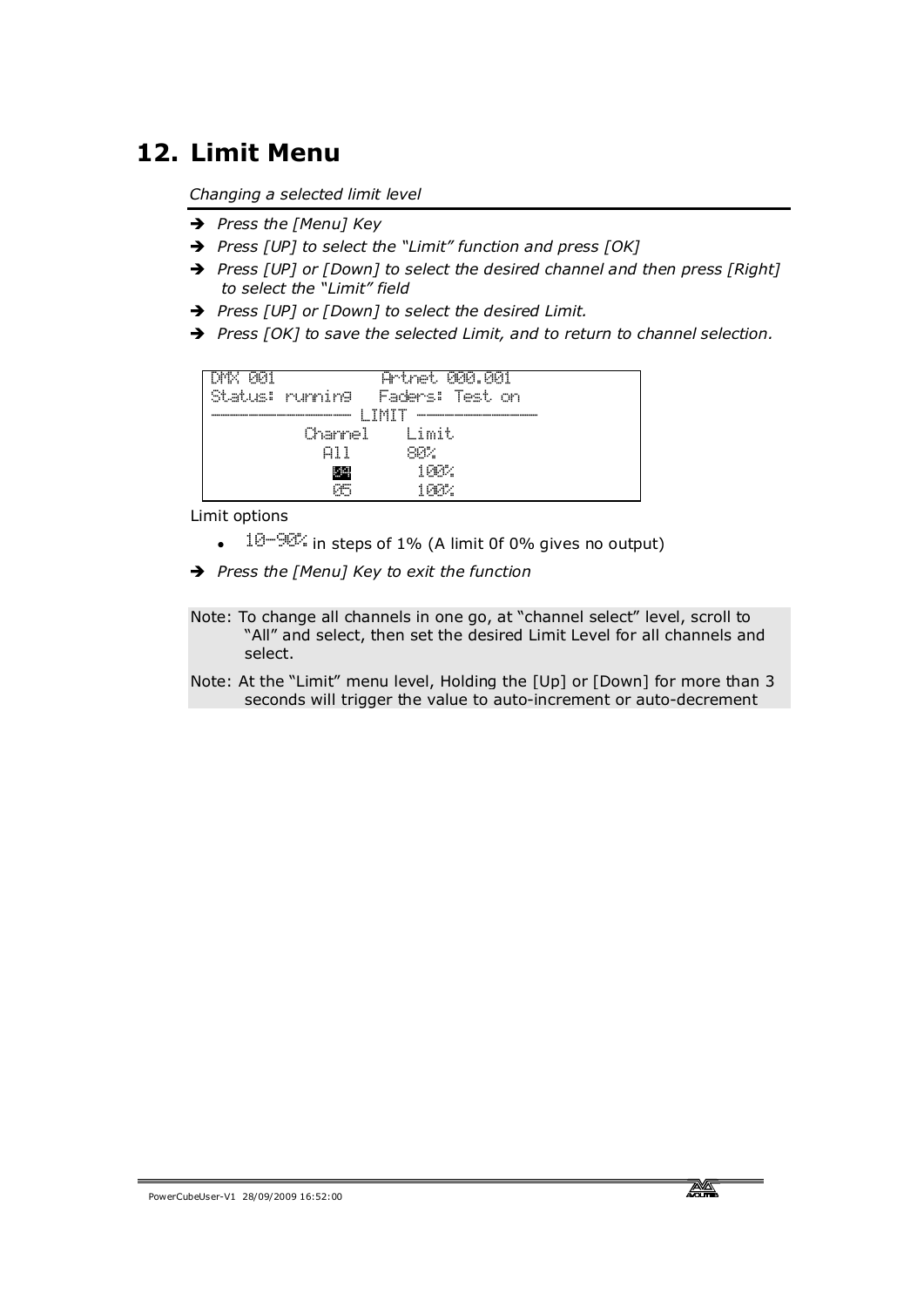# 12. Limit Menu

*Changing a selected limit level*

- ➔ *Press the [Menu] Key*
- ➔ *Press [UP] to select the "Limit" function and press [OK]*
- ➔ *Press [UP] or [Down] to select the desired channel and then press [Right] to select the "Limit" field*
- ➔ *Press [UP] or [Down] to select the desired Limit.*
- ➔ *Press [OK] to save the selected Limit, and to return to channel selection.*

```
DMX 001              Artnet 000.001
Status: running   Faders: Test on
─────────────── LIMIT ───────────────
           Channel    Limit
             All       80%
             04        100%
             05        100%
```

Limit options

- 10-90% in steps of 1% (A limit 0f 0% gives no output)

- ➔ *Press the [Menu] Key to exit the function*

Note: To change all channels in one go, at "channel select" level, scroll to "All" and select, then set the desired Limit Level for all channels and select.

Note: At the "Limit" menu level, Holding the [Up] or [Down] for more than 3 seconds will trigger the value to auto-increment or auto-decrement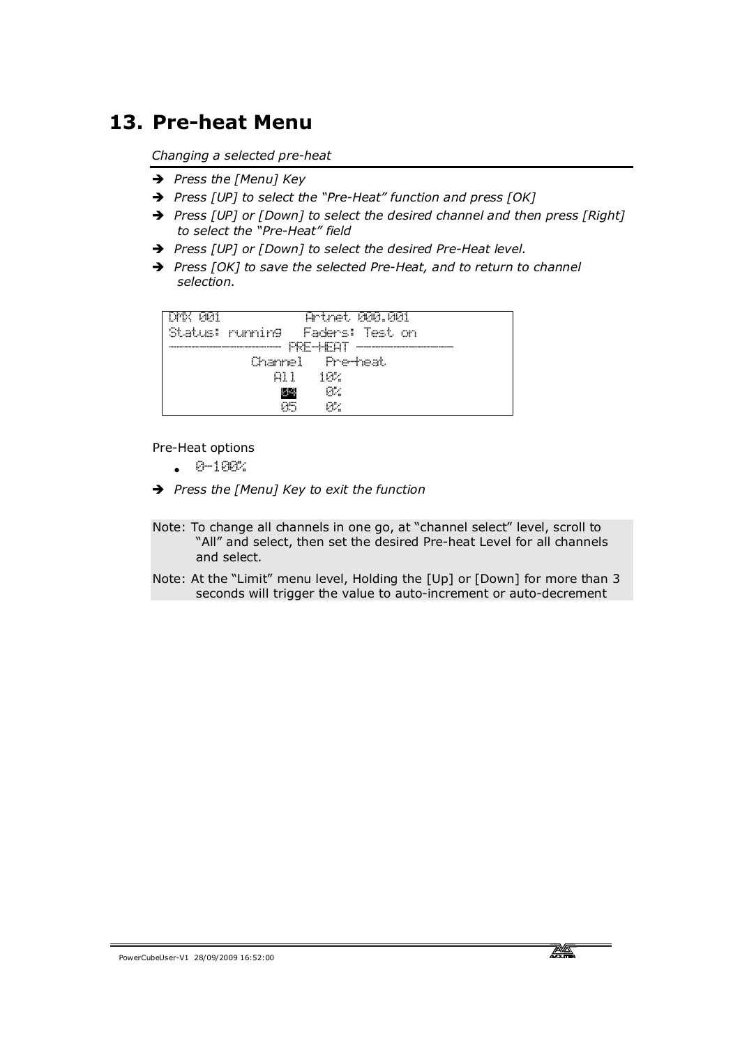# 13. Pre-heat Menu

*Changing a selected pre-heat*

- ➔ *Press the [Menu] Key*
- ➔ *Press [UP] to select the "Pre-Heat" function and press [OK]*
- ➔ *Press [UP] or [Down] to select the desired channel and then press [Right] to select the "Pre-Heat" field*
- ➔ *Press [UP] or [Down] to select the desired Pre-Heat level.*
- ➔ *Press [OK] to save the selected Pre-Heat, and to return to channel selection.*

```
DMX 001            Artnet 000.001
Status: running   Faders: Test on
--------------- PRE-HEAT ------------
           Channel   Pre-heat
              All   10%
               04    0%
               05    0%
```

Pre-Heat options

- 0-100%

- ➔ *Press the [Menu] Key to exit the function*

Note: To change all channels in one go, at "channel select" level, scroll to "All" and select, then set the desired Pre-heat Level for all channels and select.

Note: At the "Limit" menu level, Holding the [Up] or [Down] for more than 3 seconds will trigger the value to auto-increment or auto-decrement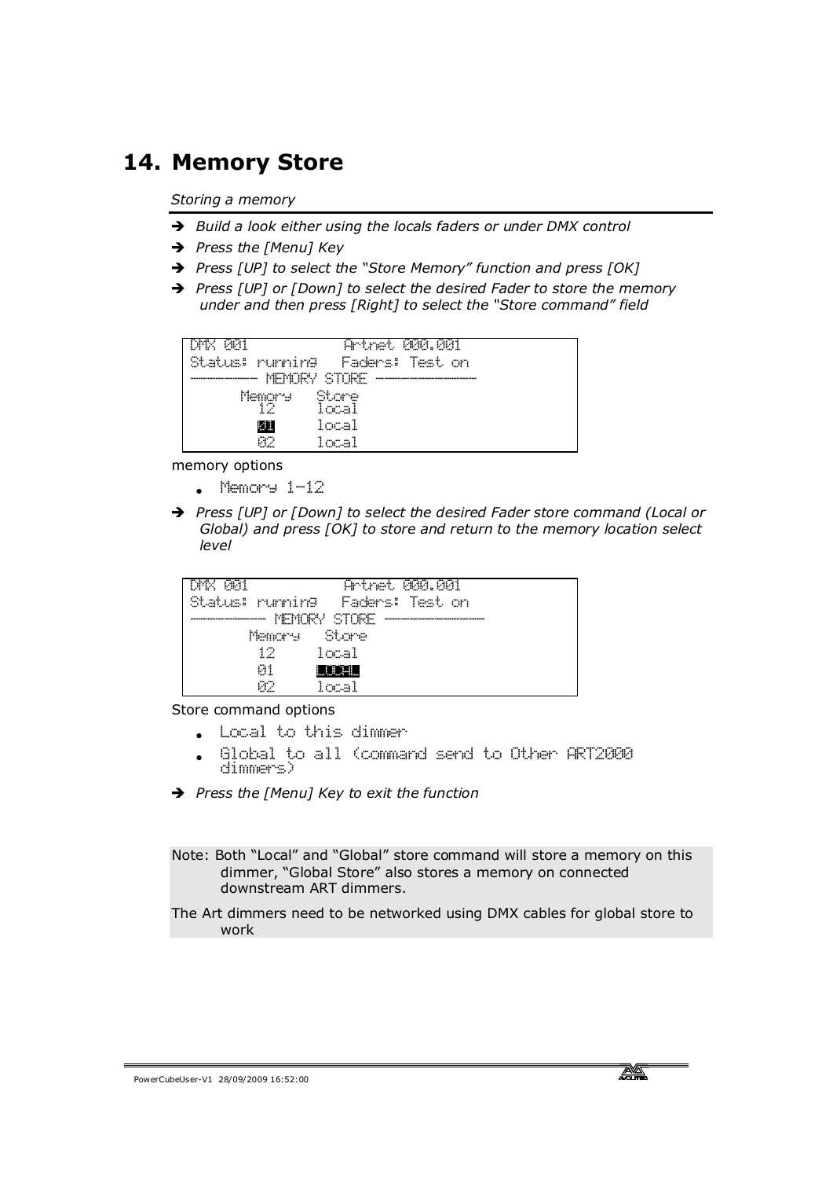# 14. Memory Store

*Storing a memory*

- ➔ *Build a look either using the locals faders or under DMX control*
- ➔ *Press the [Menu] Key*
- ➔ *Press [UP] to select the "Store Memory" function and press [OK]*
- ➔ *Press [UP] or [Down] to select the desired Fader to store the memory under and then press [Right] to select the "Store command" field*

```
DMX 001            Artnet 000.001
Status: running   Faders: Test on
------- MEMORY STORE ----------
      Memory   Store
        12     local
        01     local
        02     local
```

memory options

- Memory 1-12

- ➔ *Press [UP] or [Down] to select the desired Fader store command (Local or Global) and press [OK] to store and return to the memory location select level*

```
DMX 001            Artnet 000.001
Status: running   Faders: Test on
------- MEMORY STORE ----------
      Memory   Store
        12     local
        01     LOCAL
        02     local
```

Store command options

- Local to this dimmer
- Global to all (command send to Other ART2000 dimmers)

- ➔ *Press the [Menu] Key to exit the function*

Note: Both "Local" and "Global" store command will store a memory on this dimmer, "Global Store" also stores a memory on connected downstream ART dimmers.

The Art dimmers need to be networked using DMX cables for global store to work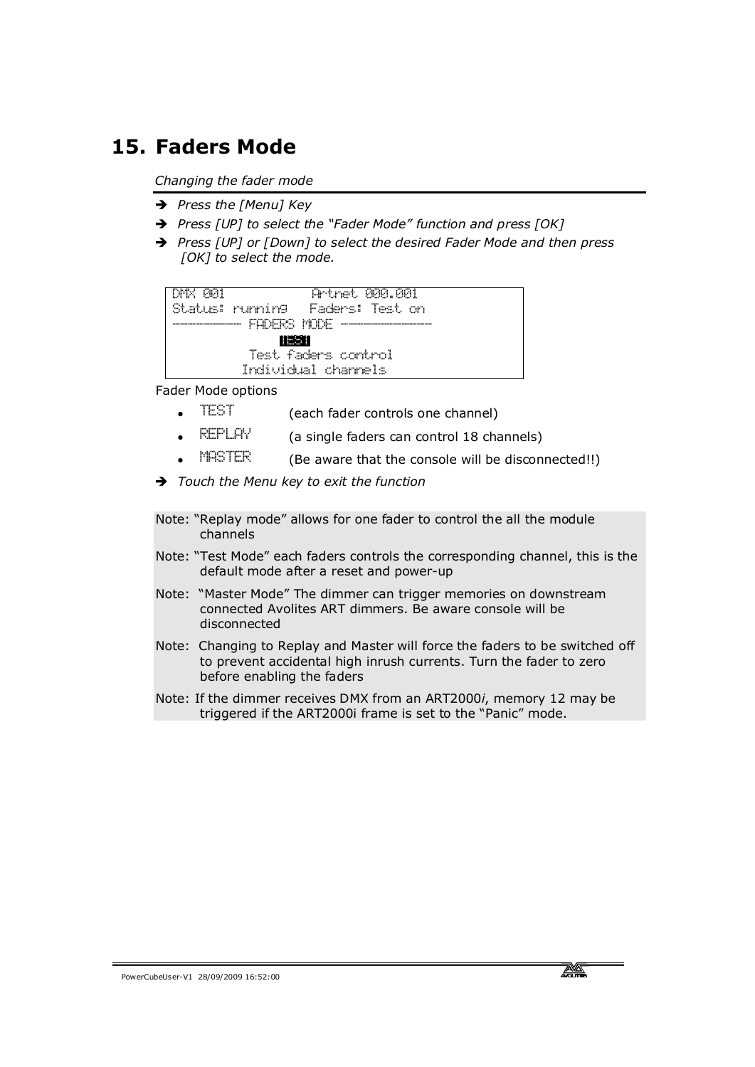# 15. Faders Mode

*Changing the fader mode*

- ➔ *Press the [Menu] Key*
- ➔ *Press [UP] to select the "Fader Mode" function and press [OK]*
- ➔ *Press [UP] or [Down] to select the desired Fader Mode and then press [OK] to select the mode.*

```
DMX 001            Artnet 000.001
Status: running   Faders: Test on
---------- FADERS MODE -----------
              TEST
          Test faders control
         Individual channels
```

Fader Mode options

- TEST (each fader controls one channel)
- REPLAY (a single faders can control 18 channels)
- MASTER (Be aware that the console will be disconnected!!)

➔ *Touch the Menu key to exit the function*

Note: "Replay mode" allows for one fader to control the all the module channels

Note: "Test Mode" each faders controls the corresponding channel, this is the default mode after a reset and power-up

Note: "Master Mode" The dimmer can trigger memories on downstream connected Avolites ART dimmers. Be aware console will be disconnected

Note: Changing to Replay and Master will force the faders to be switched off to prevent accidental high inrush currents. Turn the fader to zero before enabling the faders

Note: If the dimmer receives DMX from an ART2000*i*, memory 12 may be triggered if the ART2000i frame is set to the "Panic" mode.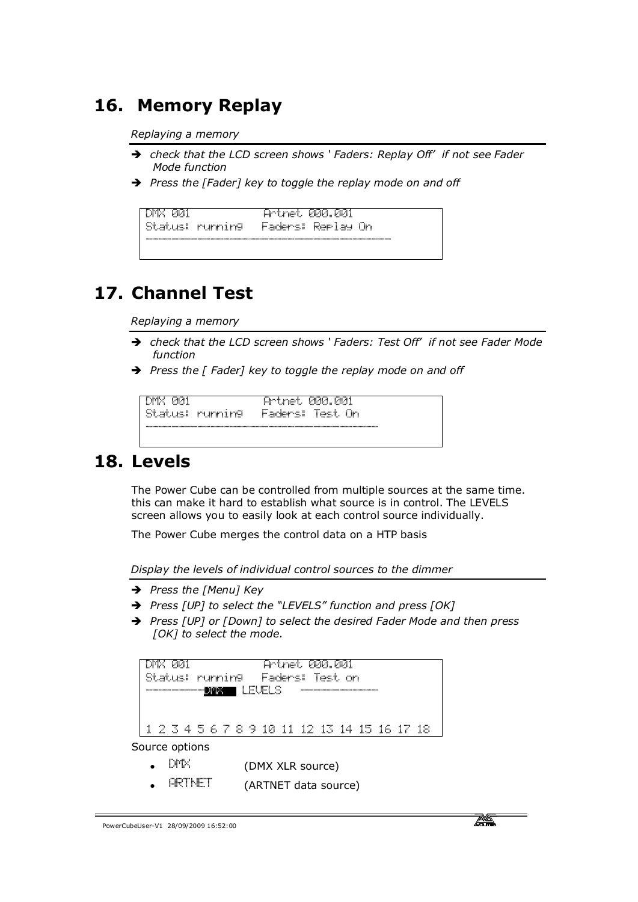## 16. Memory Replay

*Replaying a memory*

- ➔ *check that the LCD screen shows ' Faders: Replay Off' if not see Fader Mode function*
- ➔ *Press the [Fader] key to toggle the replay mode on and off*

```
DMX 001            Artnet 000.001
Status: running   Faders: Replay On
```

## 17. Channel Test

*Replaying a memory*

- ➔ *check that the LCD screen shows ' Faders: Test Off' if not see Fader Mode function*
- ➔ *Press the [ Fader] key to toggle the replay mode on and off*

```
DMX 001            Artnet 000.001
Status: running   Faders: Test On
```

## 18. Levels

The Power Cube can be controlled from multiple sources at the same time. this can make it hard to establish what source is in control. The LEVELS screen allows you to easily look at each control source individually.

The Power Cube merges the control data on a HTP basis

*Display the levels of individual control sources to the dimmer*

- ➔ *Press the [Menu] Key*
- ➔ *Press [UP] to select the "LEVELS" function and press [OK]*
- ➔ *Press [UP] or [Down] to select the desired Fader Mode and then press [OK] to select the mode.*

```
DMX 001            Artnet 000.001
Status: running   Faders: Test on
---------- DMX  LEVELS  ----------

1 2 3 4 5 6 7 8 9 10 11 12 13 14 15 16 17 18
```

Source options

- DMX (DMX XLR source)
- ARTNET (ARTNET data source)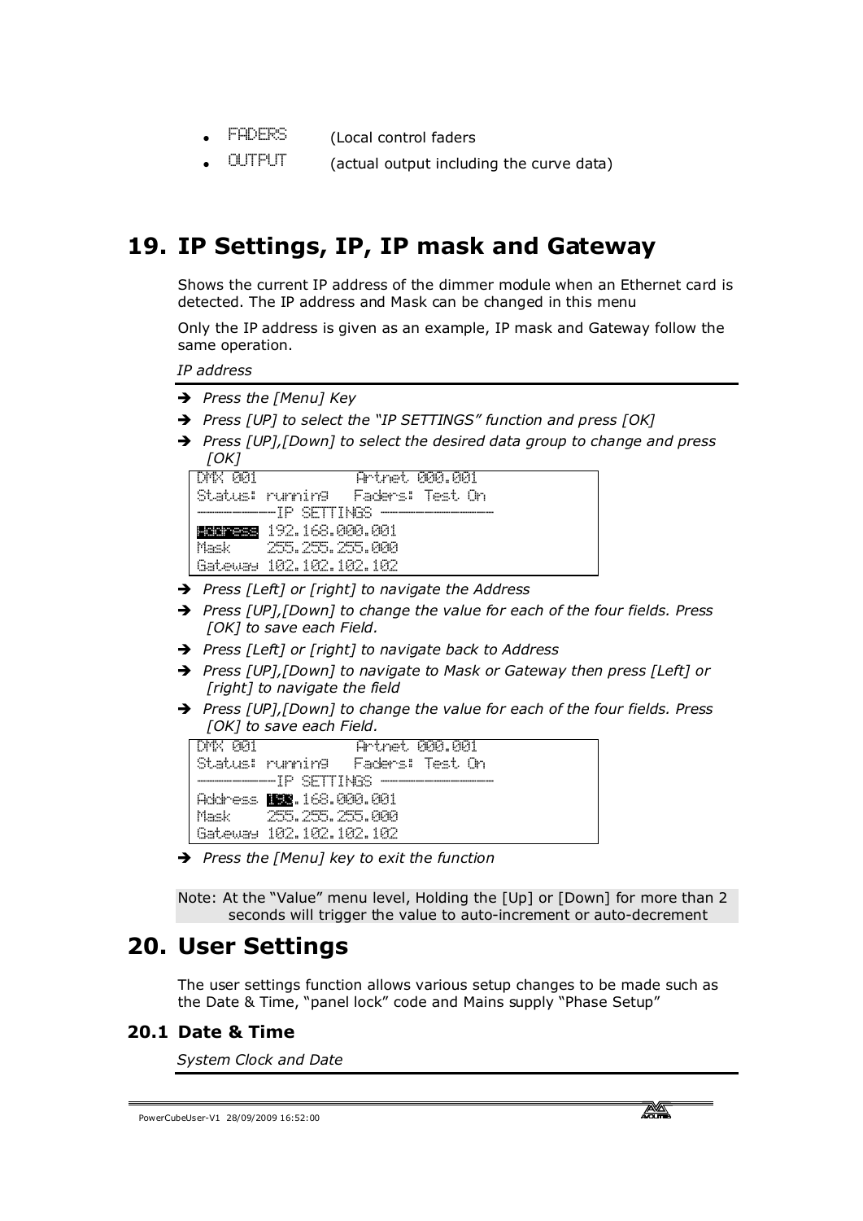- FADERS (Local control faders
- OUTPUT (actual output including the curve data)

# 19. IP Settings, IP, IP mask and Gateway

Shows the current IP address of the dimmer module when an Ethernet card is detected. The IP address and Mask can be changed in this menu

Only the IP address is given as an example, IP mask and Gateway follow the same operation.

*IP address*

- ➔ *Press the [Menu] Key*
- ➔ *Press [UP] to select the "IP SETTINGS" function and press [OK]*
- ➔ *Press [UP],[Down] to select the desired data group to change and press [OK]*

```
DMX 001            Artnet 000.001
Status: running    Faders: Test On
----------IP SETTINGS -------------
Address 192.168.000.001
Mask    255.255.255.000
Gateway 102.102.102.102
```

- ➔ *Press [Left] or [right] to navigate the Address*
- ➔ *Press [UP],[Down] to change the value for each of the four fields. Press [OK] to save each Field.*
- ➔ *Press [Left] or [right] to navigate back to Address*
- ➔ *Press [UP],[Down] to navigate to Mask or Gateway then press [Left] or [right] to navigate the field*
- ➔ *Press [UP],[Down] to change the value for each of the four fields. Press [OK] to save each Field.*

```
DMX 001            Artnet 000.001
Status: running    Faders: Test On
----------IP SETTINGS -------------
Address 192.168.000.001
Mask    255.255.255.000
Gateway 102.102.102.102
```

- ➔ *Press the [Menu] key to exit the function*

Note: At the "Value" menu level, Holding the [Up] or [Down] for more than 2 seconds will trigger the value to auto-increment or auto-decrement

# 20. User Settings

The user settings function allows various setup changes to be made such as the Date & Time, "panel lock" code and Mains supply "Phase Setup"

## 20.1 Date & Time

*System Clock and Date*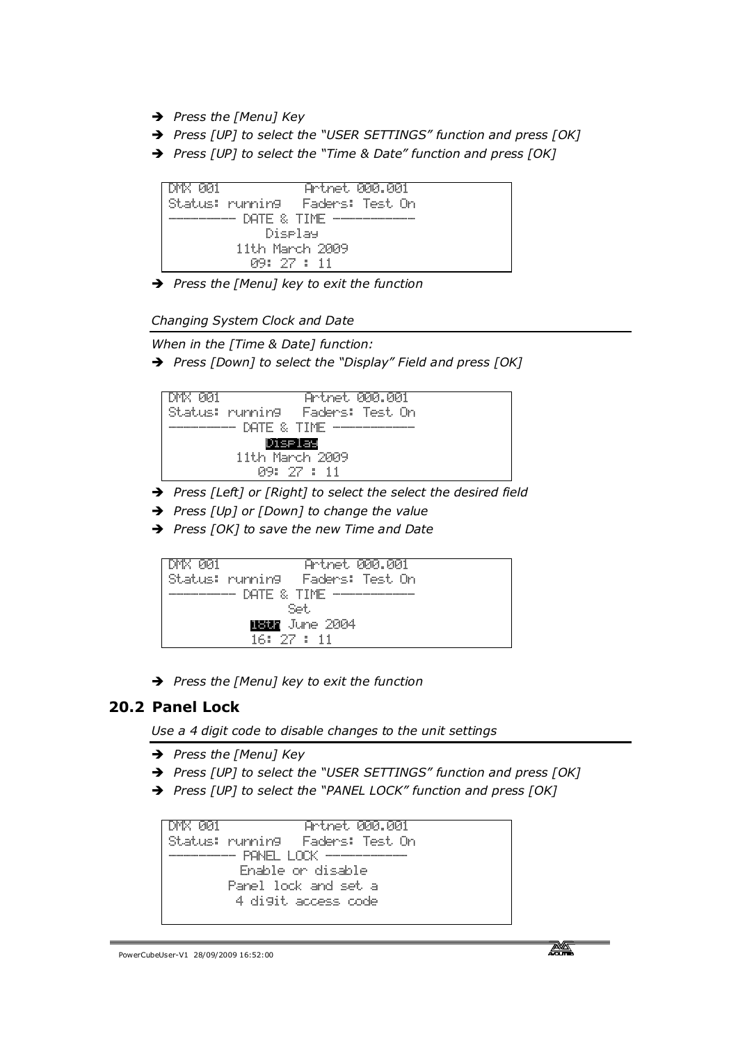- ➔ *Press the [Menu] Key*
- ➔ *Press [UP] to select the “USER SETTINGS” function and press [OK]*
- ➔ *Press [UP] to select the “Time & Date” function and press [OK]*

```
DMX 001            Artnet 000.001
Status: running   Faders: Test On
---------- DATE & TIME -----------
              Display
          11th March 2009
            09: 27 : 11
```

- ➔ *Press the [Menu] key to exit the function*

*Changing System Clock and Date*

*When in the [Time & Date] function:*

- ➔ *Press [Down] to select the “Display” Field and press [OK]*

```
DMX 001            Artnet 000.001
Status: running   Faders: Test On
---------- DATE & TIME -----------
              Display
          11th March 2009
            09: 27 : 11
```

- ➔ *Press [Left] or [Right] to select the select the desired field*
- ➔ *Press [Up] or [Down] to change the value*
- ➔ *Press [OK] to save the new Time and Date*

```
DMX 001            Artnet 000.001
Status: running   Faders: Test On
---------- DATE & TIME -----------
                Set
           16th June 2004
           16: 27 : 11
```

- ➔ *Press the [Menu] key to exit the function*

## 20.2 Panel Lock

*Use a 4 digit code to disable changes to the unit settings*

- ➔ *Press the [Menu] Key*
- ➔ *Press [UP] to select the “USER SETTINGS” function and press [OK]*
- ➔ *Press [UP] to select the “PANEL LOCK” function and press [OK]*

```
DMX 001            Artnet 000.001
Status: running   Faders: Test On
---------- PANEL LOCK -----------
          Enable or disable
         Panel lock and set a
          4 digit access code
```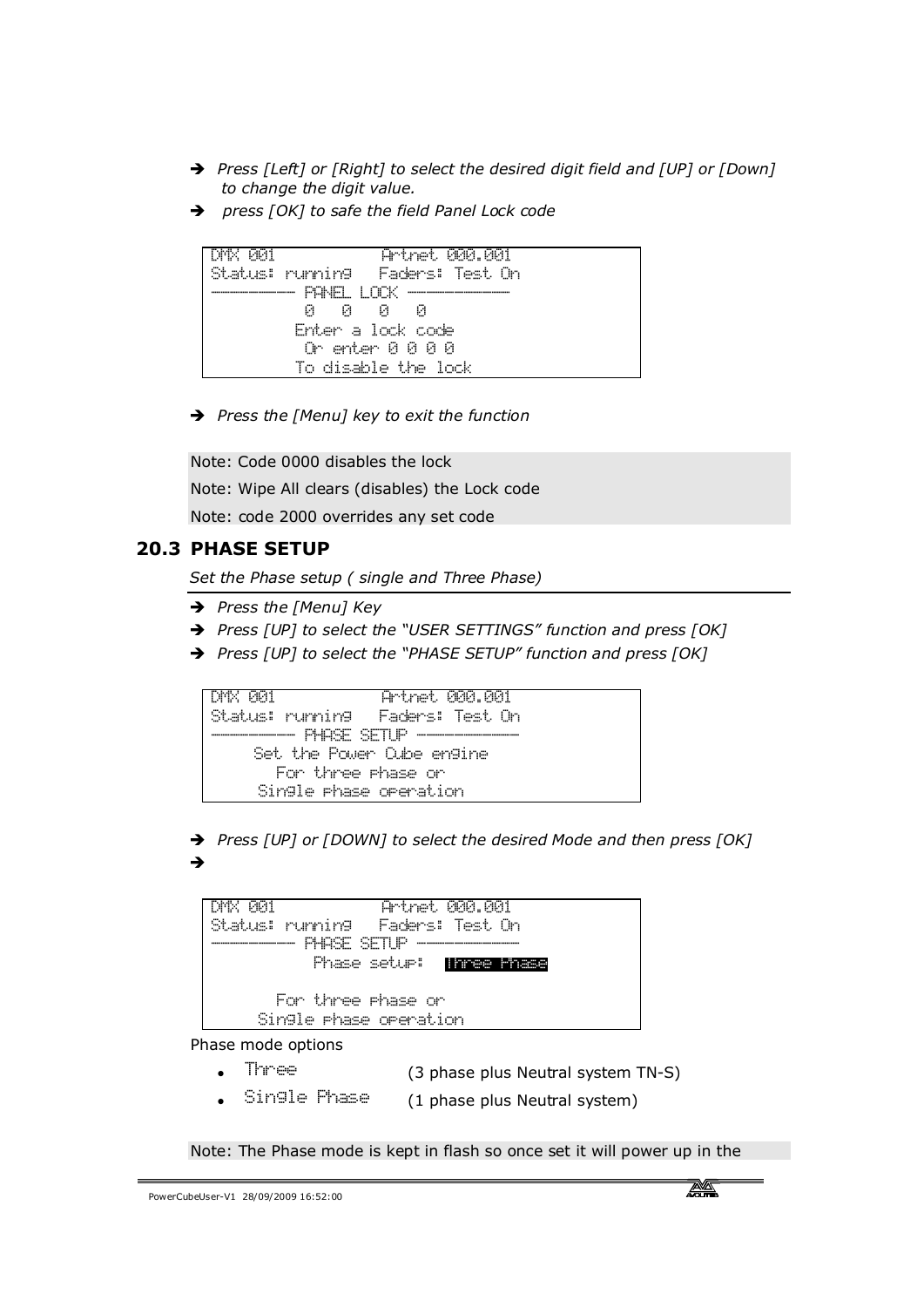- ➔ *Press [Left] or [Right] to select the desired digit field and [UP] or [Down] to change the digit value.*
- ➔ *press [OK] to safe the field Panel Lock code*

```
DMX 001            Artnet 000.001
Status: running   Faders: Test On
---------- PANEL LOCK ----------
           0   0   0   0
          Enter a lock code
           Or enter 0 0 0 0
          To disable the lock
```

- ➔ *Press the [Menu] key to exit the function*

Note: Code 0000 disables the lock

Note: Wipe All clears (disables) the Lock code

Note: code 2000 overrides any set code

## 20.3 PHASE SETUP

*Set the Phase setup ( single and Three Phase)*

- ➔ *Press the [Menu] Key*
- ➔ *Press [UP] to select the "USER SETTINGS" function and press [OK]*
- ➔ *Press [UP] to select the "PHASE SETUP" function and press [OK]*

```
DMX 001            Artnet 000.001
Status: running   Faders: Test On
---------- PHASE SETUP ----------
     Set the Power Cube engine
        For three phase or
      Single phase operation
```

- ➔ *Press [UP] or [DOWN] to select the desired Mode and then press [OK]*
- ➔

```
DMX 001            Artnet 000.001
Status: running   Faders: Test On
---------- PHASE SETUP ----------
           Phase setup:  Three Phase

        For three phase or
      Single phase operation
```

Phase mode options

- Three (3 phase plus Neutral system TN-S)
- Single Phase (1 phase plus Neutral system)

Note: The Phase mode is kept in flash so once set it will power up in the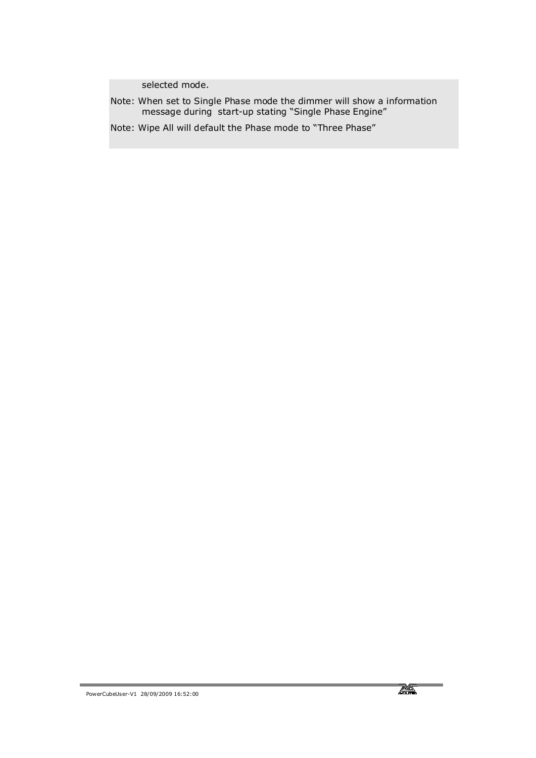selected mode.

Note: When set to Single Phase mode the dimmer will show a information message during start-up stating “Single Phase Engine”

Note: Wipe All will default the Phase mode to “Three Phase”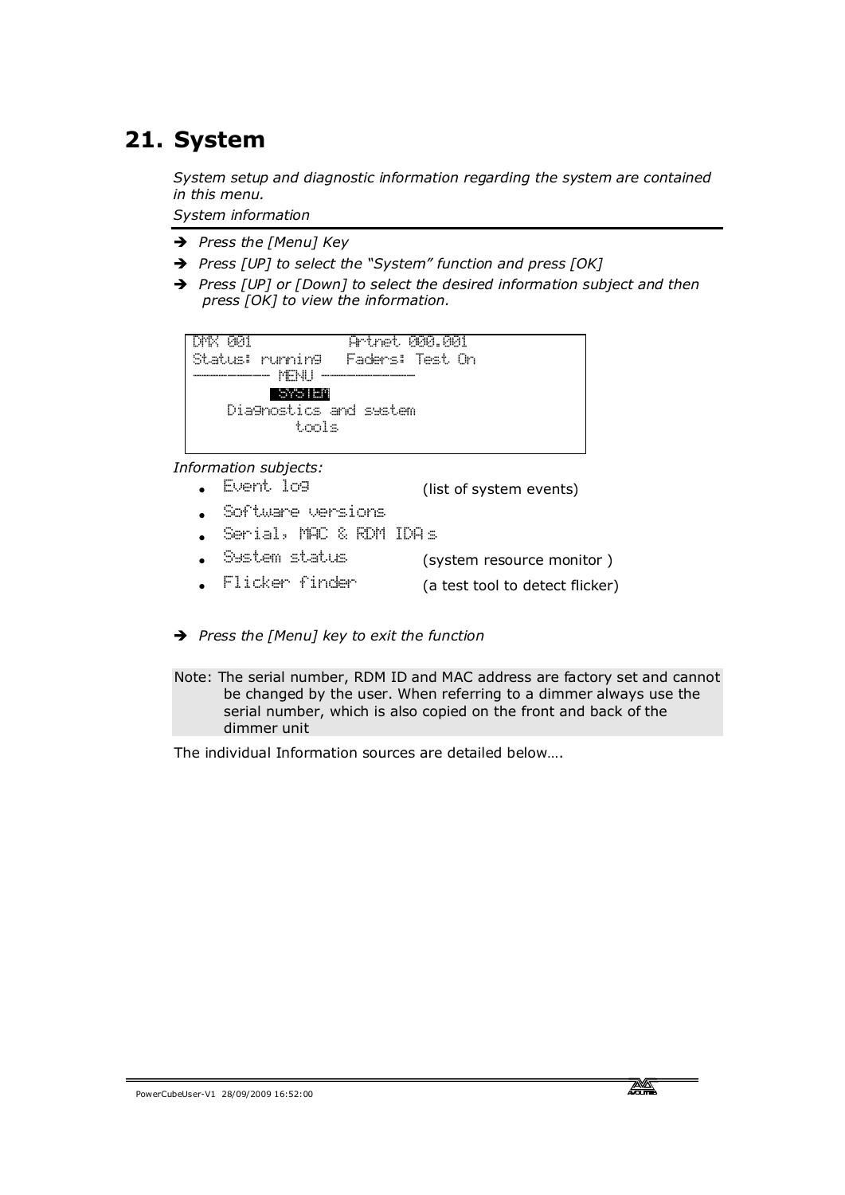# 21. System

*System setup and diagnostic information regarding the system are contained in this menu.*

*System information*

- ➔ *Press the [Menu] Key*
- ➔ *Press [UP] to select the "System" function and press [OK]*
- ➔ *Press [UP] or [Down] to select the desired information subject and then press [OK] to view the information.*

```
DMX 001            Artnet 000.001
Status: running    Faders: Test On
---------- MENU ----------
          SYSTEM
    Diagnostics and system
           tools
```

*Information subjects:*

- Event log (list of system events)
- Software versions
- Serial, MAC & RDM IDAs
- System status (system resource monitor )
- Flicker finder (a test tool to detect flicker)

- ➔ *Press the [Menu] key to exit the function*

Note: The serial number, RDM ID and MAC address are factory set and cannot be changed by the user. When referring to a dimmer always use the serial number, which is also copied on the front and back of the dimmer unit

The individual Information sources are detailed below….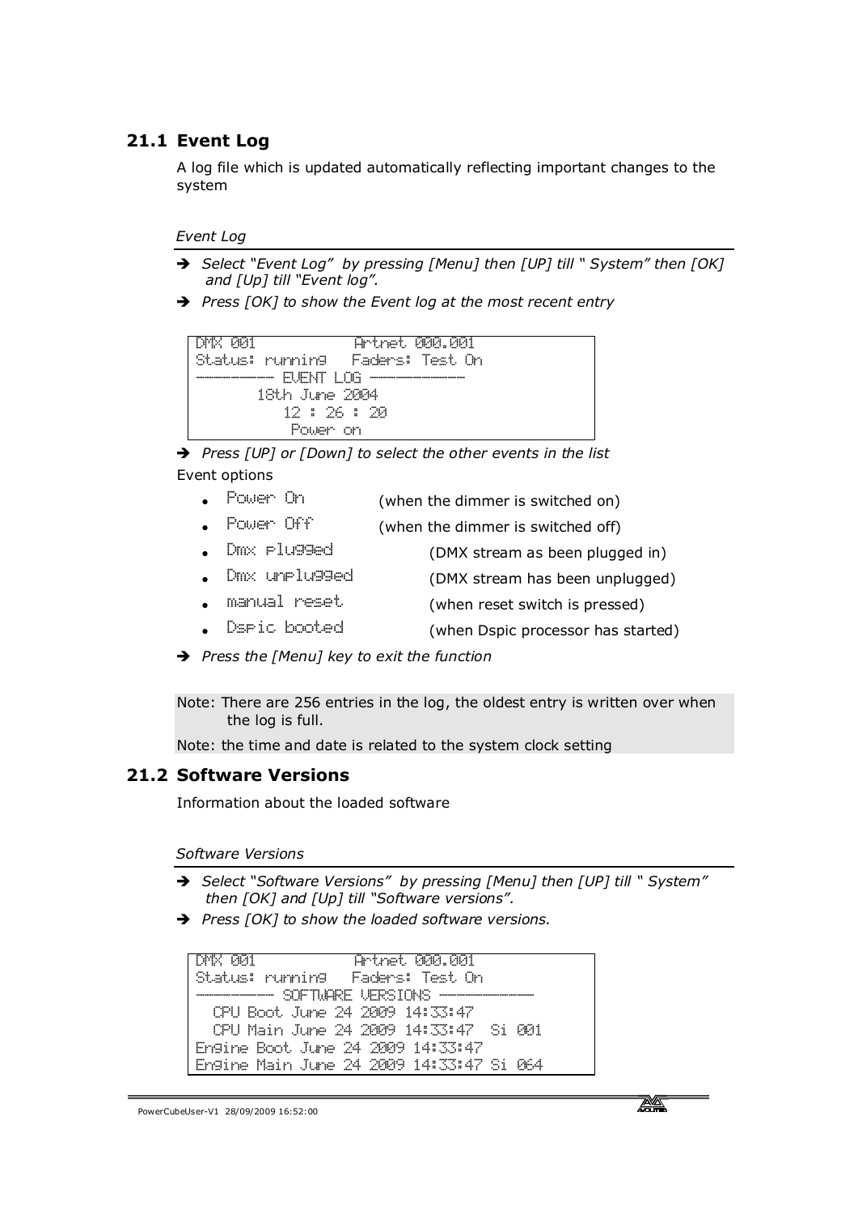## 21.1 Event Log

A log file which is updated automatically reflecting important changes to the system

*Event Log*

- ➔ *Select "Event Log" by pressing [Menu] then [UP] till " System" then [OK] and [Up] till "Event log".*
- ➔ *Press [OK] to show the Event log at the most recent entry*

```
DMX 001              Artnet 000.001
Status: running   Faders: Test On
---------- EVENT LOG ----------
        18th June 2004
           12 : 26 : 20
            Power on
```

- ➔ *Press [UP] or [Down] to select the other events in the list*

Event options

- Power On (when the dimmer is switched on)
- Power Off (when the dimmer is switched off)
- Dmx plugged (DMX stream as been plugged in)
- Dmx unplugged (DMX stream has been unplugged)
- manual reset (when reset switch is pressed)
- Dspic booted (when Dspic processor has started)

- ➔ *Press the [Menu] key to exit the function*

Note: There are 256 entries in the log, the oldest entry is written over when the log is full.

Note: the time and date is related to the system clock setting

## 21.2 Software Versions

Information about the loaded software

*Software Versions*

- ➔ *Select "Software Versions" by pressing [Menu] then [UP] till " System" then [OK] and [Up] till "Software versions".*
- ➔ *Press [OK] to show the loaded software versions.*

```
DMX 001              Artnet 000.001
Status: running   Faders: Test On
---------- SOFTWARE VERSIONS ----------
  CPU Boot June 24 2009 14:33:47
  CPU Main June 24 2009 14:33:47  Si 001
Engine Boot June 24 2009 14:33:47
Engine Main June 24 2009 14:33:47 Si 064
```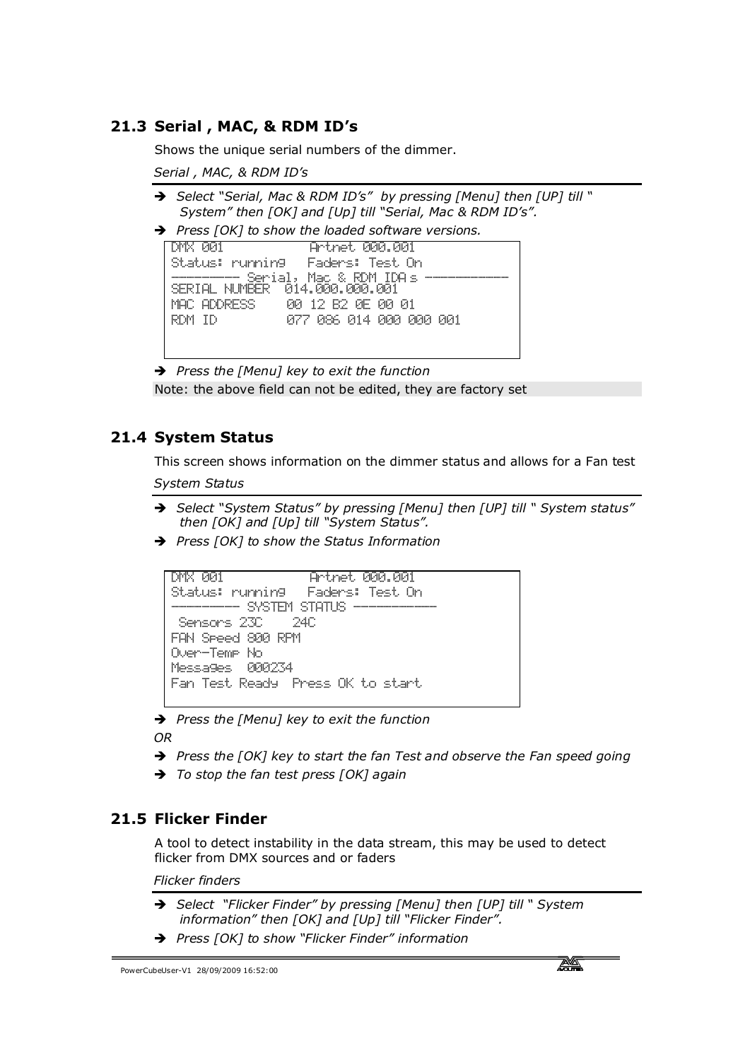## 21.3 Serial , MAC, & RDM ID's

Shows the unique serial numbers of the dimmer.

*Serial , MAC, & RDM ID's*

- ➔ *Select "Serial, Mac & RDM ID's" by pressing [Menu] then [UP] till " System" then [OK] and [Up] till "Serial, Mac & RDM ID's".*
- ➔ *Press [OK] to show the loaded software versions.*

```
DMX 001            Artnet 000.001
Status: running   Faders: Test On
--------- Serial, Mac & RDM IDA s -----------
SERIAL NUMBER  014.000.000.001
MAC ADDRESS    00 12 B2 0E 00 01
RDM ID         077 086 014 000 000 001
```

- ➔ *Press the [Menu] key to exit the function*

Note: the above field can not be edited, they are factory set

## 21.4 System Status

This screen shows information on the dimmer status and allows for a Fan test

*System Status*

- ➔ *Select "System Status" by pressing [Menu] then [UP] till " System status" then [OK] and [Up] till "System Status".*
- ➔ *Press [OK] to show the Status Information*

```
DMX 001            Artnet 000.001
Status: running   Faders: Test On
--------- SYSTEM STATUS ----------
 Sensors 23C    24C
FAN Speed 800 RPM
Over-Temp No
Messages  000234
Fan Test Ready  Press OK to start
```

- ➔ *Press the [Menu] key to exit the function*

*OR*

- ➔ *Press the [OK] key to start the fan Test and observe the Fan speed going*
- ➔ *To stop the fan test press [OK] again*

## 21.5 Flicker Finder

A tool to detect instability in the data stream, this may be used to detect flicker from DMX sources and or faders

*Flicker finders*

- ➔ *Select "Flicker Finder" by pressing [Menu] then [UP] till " System information" then [OK] and [Up] till "Flicker Finder".*
- ➔ *Press [OK] to show "Flicker Finder" information*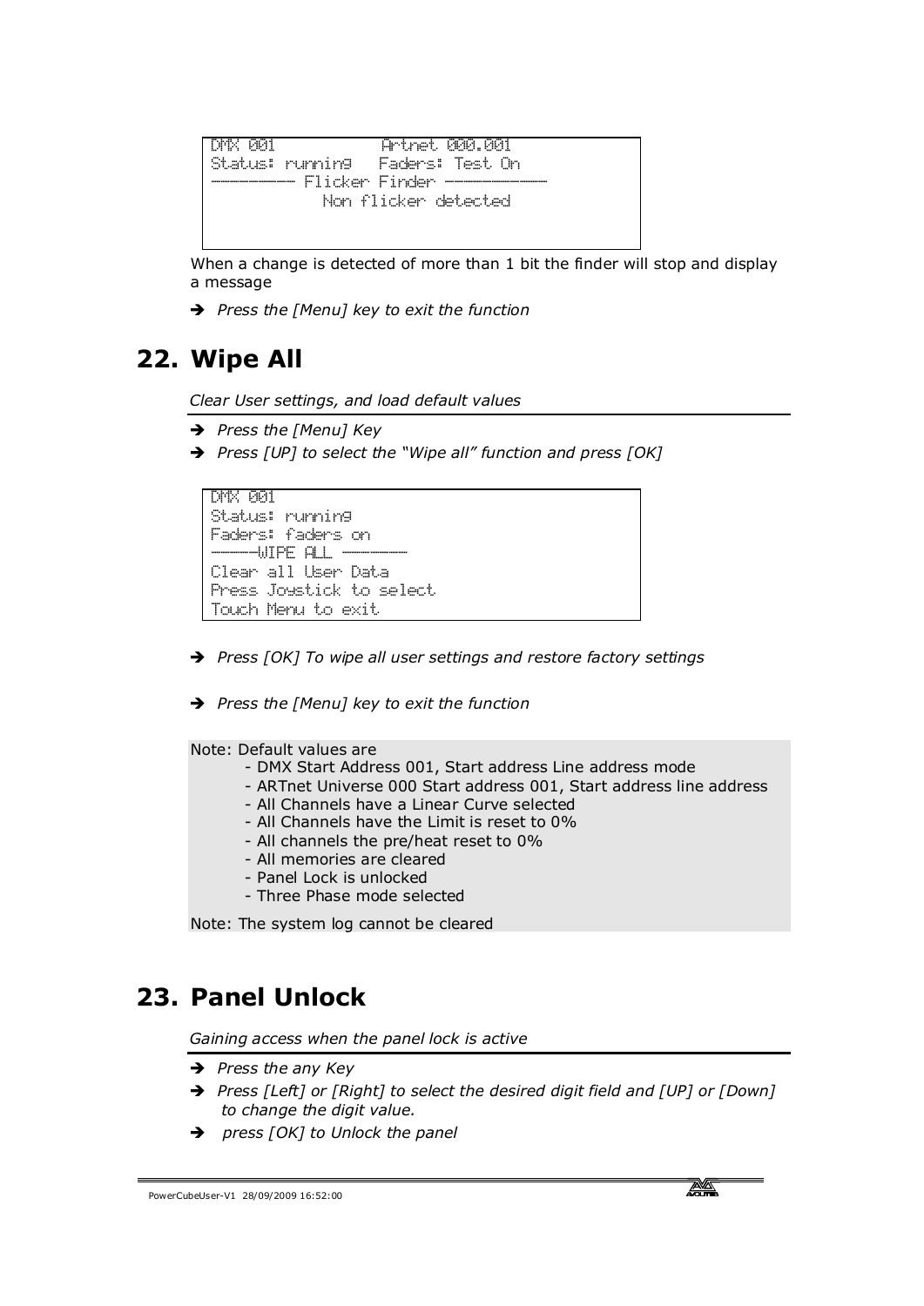```
DMX 001            Artnet 000.001
Status: running   Faders: Test On
---------- Flicker Finder -----------
          Non flicker detected
```

When a change is detected of more than 1 bit the finder will stop and display a message

➔ *Press the [Menu] key to exit the function*

## 22. Wipe All

*Clear User settings, and load default values*

➔ *Press the [Menu] Key*

➔ *Press [UP] to select the "Wipe all" function and press [OK]*

```
DMX 001
Status: running
Faders: faders on
------WIPE ALL -------
Clear all User Data
Press Joystick to select
Touch Menu to exit
```

➔ *Press [OK] To wipe all user settings and restore factory settings*

➔ *Press the [Menu] key to exit the function*

Note: Default values are
- DMX Start Address 001, Start address Line address mode
- ARTnet Universe 000 Start address 001, Start address line address
- All Channels have a Linear Curve selected
- All Channels have the Limit is reset to 0%
- All channels the pre/heat reset to 0%
- All memories are cleared
- Panel Lock is unlocked
- Three Phase mode selected

Note: The system log cannot be cleared

## 23. Panel Unlock

*Gaining access when the panel lock is active*

➔ *Press the any Key*

➔ *Press [Left] or [Right] to select the desired digit field and [UP] or [Down] to change the digit value.*

➔ *press [OK] to Unlock the panel*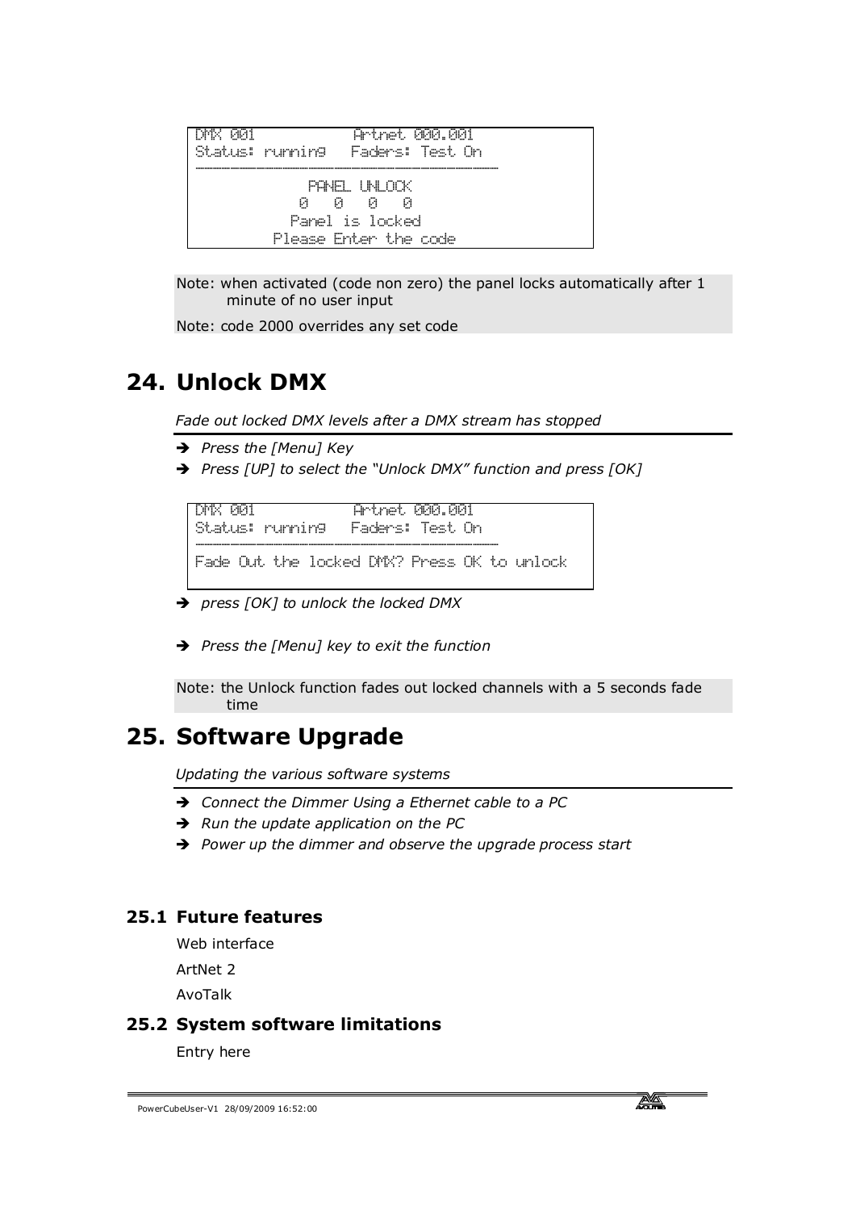```
DMX 001           Artnet 000.001
Status: running   Faders: Test On
-----------------------------------------
            PANEL UNLOCK
            0   0   0   0
           Panel is locked
         Please Enter the code
```

Note: when activated (code non zero) the panel locks automatically after 1 minute of no user input

Note: code 2000 overrides any set code

# 24. Unlock DMX

*Fade out locked DMX levels after a DMX stream has stopped*

- ➔ *Press the [Menu] Key*
- ➔ *Press [UP] to select the "Unlock DMX" function and press [OK]*

```
DMX 001           Artnet 000.001
Status: running   Faders: Test On
-----------------------------------------
Fade Out the locked DMX? Press OK to unlock
```

- ➔ *press [OK] to unlock the locked DMX*

- ➔ *Press the [Menu] key to exit the function*

Note: the Unlock function fades out locked channels with a 5 seconds fade time

# 25. Software Upgrade

*Updating the various software systems*

- ➔ *Connect the Dimmer Using a Ethernet cable to a PC*
- ➔ *Run the update application on the PC*
- ➔ *Power up the dimmer and observe the upgrade process start*

## 25.1 Future features

Web interface

ArtNet 2

AvoTalk

## 25.2 System software limitations

Entry here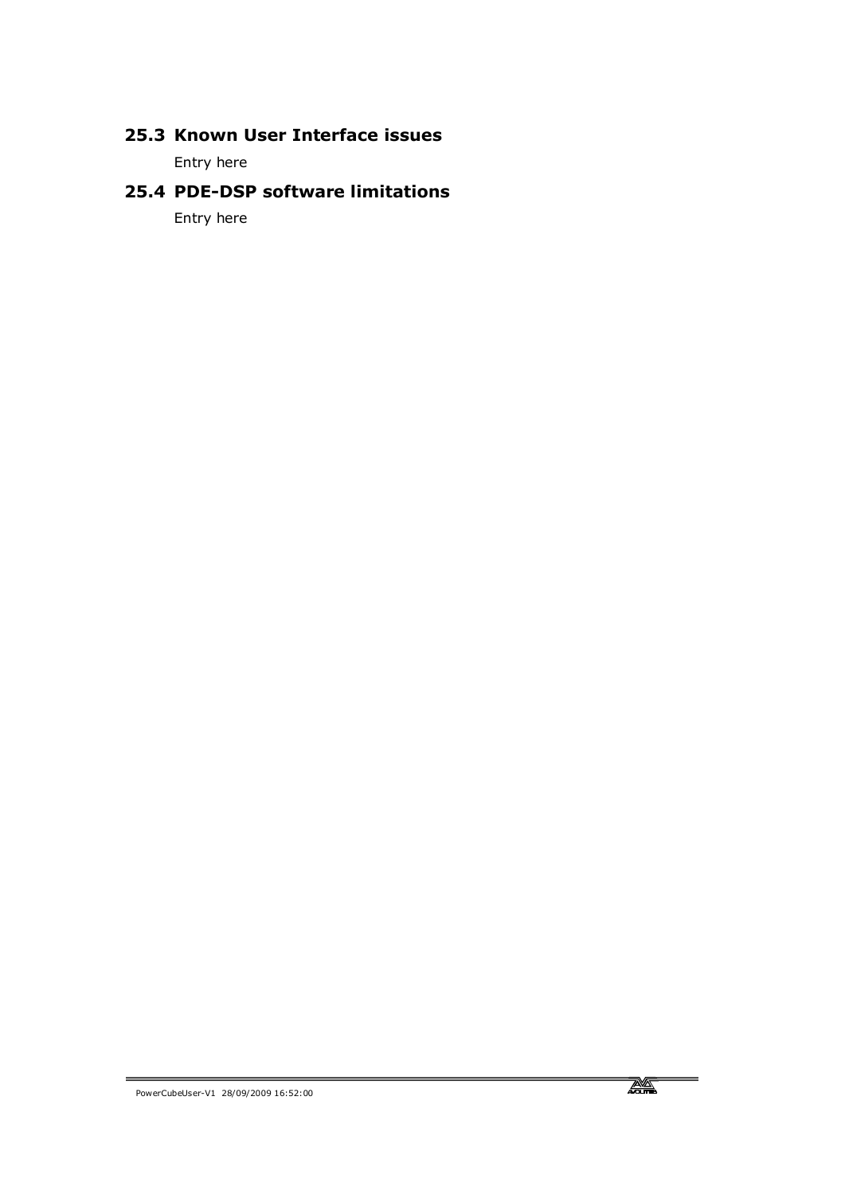## 25.3 Known User Interface issues

Entry here

## 25.4 PDE-DSP software limitations

Entry here